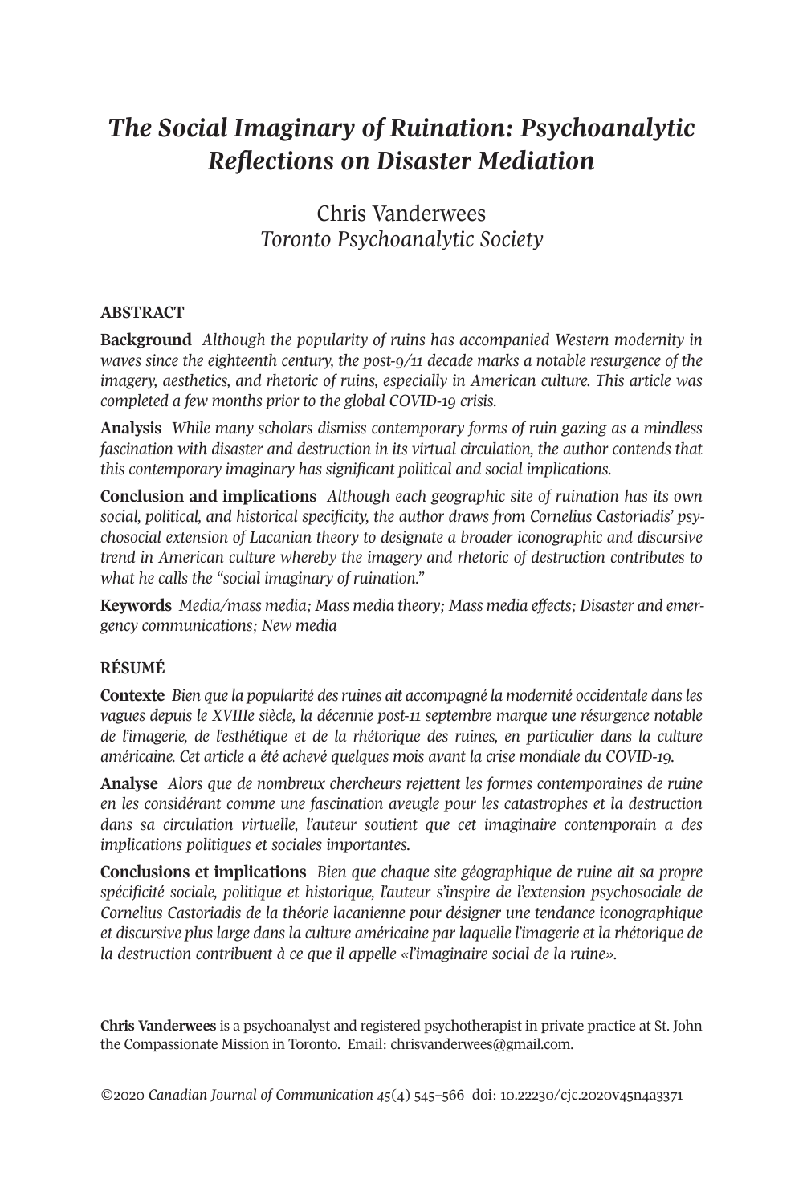# *The Social Imaginary of Ruination: Psychoanalytic Reflections on Disaster Mediation*

Chris Vanderwees
*Toronto Psychoanalytic Society*

## ABSTRACT

**Background** *Although the popularity of ruins has accompanied Western modernity in waves since the eighteenth century, the post-9/11 decade marks a notable resurgence of the imagery, aesthetics, and rhetoric of ruins, especially in American culture. This article was completed a few months prior to the global COVID-19 crisis.*

**Analysis** *While many scholars dismiss contemporary forms of ruin gazing as a mindless fascination with disaster and destruction in its virtual circulation, the author contends that this contemporary imaginary has significant political and social implications.*

**Conclusion and implications** *Although each geographic site of ruination has its own social, political, and historical specificity, the author draws from Cornelius Castoriadis' psychosocial extension of Lacanian theory to designate a broader iconographic and discursive trend in American culture whereby the imagery and rhetoric of destruction contributes to what he calls the "social imaginary of ruination."*

**Keywords** *Media/mass media; Mass media theory; Mass media effects; Disaster and emergency communications; New media*

## RÉSUMÉ

**Contexte** *Bien que la popularité des ruines ait accompagné la modernité occidentale dans les vagues depuis le XVIIIe siècle, la décennie post-11 septembre marque une résurgence notable de l'imagerie, de l'esthétique et de la rhétorique des ruines, en particulier dans la culture américaine. Cet article a été achevé quelques mois avant la crise mondiale du COVID-19.*

**Analyse** *Alors que de nombreux chercheurs rejettent les formes contemporaines de ruine en les considérant comme une fascination aveugle pour les catastrophes et la destruction dans sa circulation virtuelle, l'auteur soutient que cet imaginaire contemporain a des implications politiques et sociales importantes.*

**Conclusions et implications** *Bien que chaque site géographique de ruine ait sa propre spécificité sociale, politique et historique, l'auteur s'inspire de l'extension psychosociale de Cornelius Castoriadis de la théorie lacanienne pour désigner une tendance iconographique et discursive plus large dans la culture américaine par laquelle l'imagerie et la rhétorique de la destruction contribuent à ce que il appelle «l'imaginaire social de la ruine».*

**Chris Vanderwees** is a psychoanalyst and registered psychotherapist in private practice at St. John the Compassionate Mission in Toronto. Email: chrisvanderwees@gmail.com.

©2020 *Canadian Journal of Communication 45*(4) 545–566 doi: 10.22230/cjc.2020v45n4a3371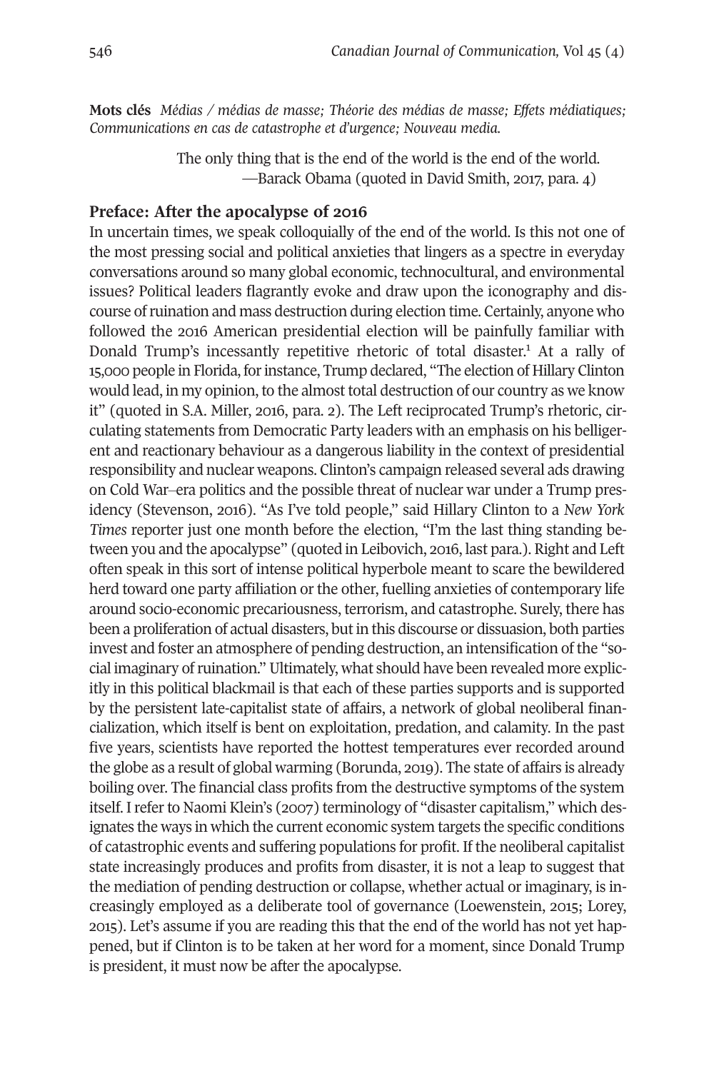**Mots clés** *Médias / médias de masse; Théorie des médias de masse; Effets médiatiques; Communications en cas de catastrophe et d'urgence; Nouveau media.*

> The only thing that is the end of the world is the end of the world.
> —Barack Obama (quoted in David Smith, 2017, para. 4)

## Preface: After the apocalypse of 2016

In uncertain times, we speak colloquially of the end of the world. Is this not one of the most pressing social and political anxieties that lingers as a spectre in everyday conversations around so many global economic, technocultural, and environmental issues? Political leaders flagrantly evoke and draw upon the iconography and discourse of ruination and mass destruction during election time. Certainly, anyone who followed the 2016 American presidential election will be painfully familiar with Donald Trump's incessantly repetitive rhetoric of total disaster.[1] At a rally of 15,000 people in Florida, for instance, Trump declared, "The election of Hillary Clinton would lead, in my opinion, to the almost total destruction of our country as we know it" (quoted in S.A. Miller, 2016, para. 2). The Left reciprocated Trump's rhetoric, circulating statements from Democratic Party leaders with an emphasis on his belligerent and reactionary behaviour as a dangerous liability in the context of presidential responsibility and nuclear weapons. Clinton's campaign released several ads drawing on Cold War–era politics and the possible threat of nuclear war under a Trump presidency (Stevenson, 2016). "As I've told people," said Hillary Clinton to a *New York Times* reporter just one month before the election, "I'm the last thing standing between you and the apocalypse" (quoted in Leibovich, 2016, last para.). Right and Left often speak in this sort of intense political hyperbole meant to scare the bewildered herd toward one party affiliation or the other, fuelling anxieties of contemporary life around socio-economic precariousness, terrorism, and catastrophe. Surely, there has been a proliferation of actual disasters, but in this discourse or dissuasion, both parties invest and foster an atmosphere of pending destruction, an intensification of the "social imaginary of ruination." Ultimately, what should have been revealed more explicitly in this political blackmail is that each of these parties supports and is supported by the persistent late-capitalist state of affairs, a network of global neoliberal financialization, which itself is bent on exploitation, predation, and calamity. In the past five years, scientists have reported the hottest temperatures ever recorded around the globe as a result of global warming (Borunda, 2019). The state of affairs is already boiling over. The financial class profits from the destructive symptoms of the system itself. I refer to Naomi Klein's (2007) terminology of "disaster capitalism," which designates the ways in which the current economic system targets the specific conditions of catastrophic events and suffering populations for profit. If the neoliberal capitalist state increasingly produces and profits from disaster, it is not a leap to suggest that the mediation of pending destruction or collapse, whether actual or imaginary, is increasingly employed as a deliberate tool of governance (Loewenstein, 2015; Lorey, 2015). Let's assume if you are reading this that the end of the world has not yet happened, but if Clinton is to be taken at her word for a moment, since Donald Trump is president, it must now be after the apocalypse.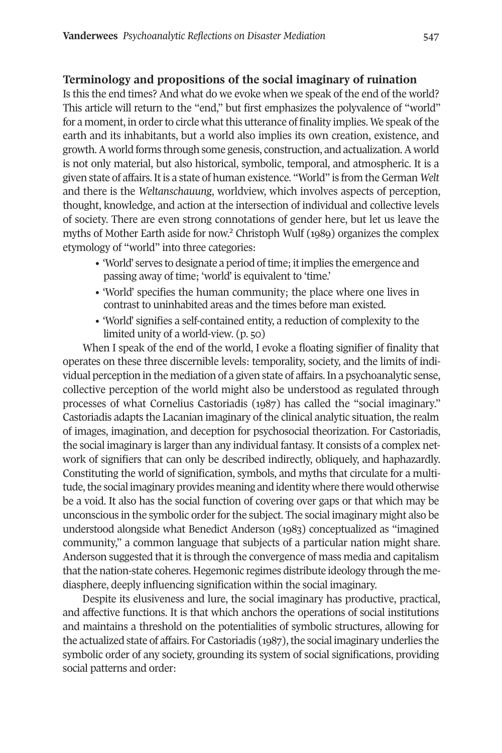### Terminology and propositions of the social imaginary of ruination

Is this the end times? And what do we evoke when we speak of the end of the world? This article will return to the "end," but first emphasizes the polyvalence of "world" for a moment, in order to circle what this utterance of finality implies. We speak of the earth and its inhabitants, but a world also implies its own creation, existence, and growth. A world forms through some genesis, construction, and actualization. A world is not only material, but also historical, symbolic, temporal, and atmospheric. It is a given state of affairs. It is a state of human existence. "World" is from the German *Welt* and there is the *Weltanschauung*, worldview, which involves aspects of perception, thought, knowledge, and action at the intersection of individual and collective levels of society. There are even strong connotations of gender here, but let us leave the myths of Mother Earth aside for now.[2] Christoph Wulf (1989) organizes the complex etymology of "world" into three categories:

> - 'World' serves to designate a period of time; it implies the emergence and passing away of time; 'world' is equivalent to 'time.'
> - 'World' specifies the human community; the place where one lives in contrast to uninhabited areas and the times before man existed.
> - 'World' signifies a self-contained entity, a reduction of complexity to the limited unity of a world-view. (p. 50)

When I speak of the end of the world, I evoke a floating signifier of finality that operates on these three discernible levels: temporality, society, and the limits of individual perception in the mediation of a given state of affairs. In a psychoanalytic sense, collective perception of the world might also be understood as regulated through processes of what Cornelius Castoriadis (1987) has called the "social imaginary." Castoriadis adapts the Lacanian imaginary of the clinical analytic situation, the realm of images, imagination, and deception for psychosocial theorization. For Castoriadis, the social imaginary is larger than any individual fantasy. It consists of a complex network of signifiers that can only be described indirectly, obliquely, and haphazardly. Constituting the world of signification, symbols, and myths that circulate for a multitude, the social imaginary provides meaning and identity where there would otherwise be a void. It also has the social function of covering over gaps or that which may be unconscious in the symbolic order for the subject. The social imaginary might also be understood alongside what Benedict Anderson (1983) conceptualized as "imagined community," a common language that subjects of a particular nation might share. Anderson suggested that it is through the convergence of mass media and capitalism that the nation-state coheres. Hegemonic regimes distribute ideology through the mediasphere, deeply influencing signification within the social imaginary.

Despite its elusiveness and lure, the social imaginary has productive, practical, and affective functions. It is that which anchors the operations of social institutions and maintains a threshold on the potentialities of symbolic structures, allowing for the actualized state of affairs. For Castoriadis (1987), the social imaginary underlies the symbolic order of any society, grounding its system of social significations, providing social patterns and order: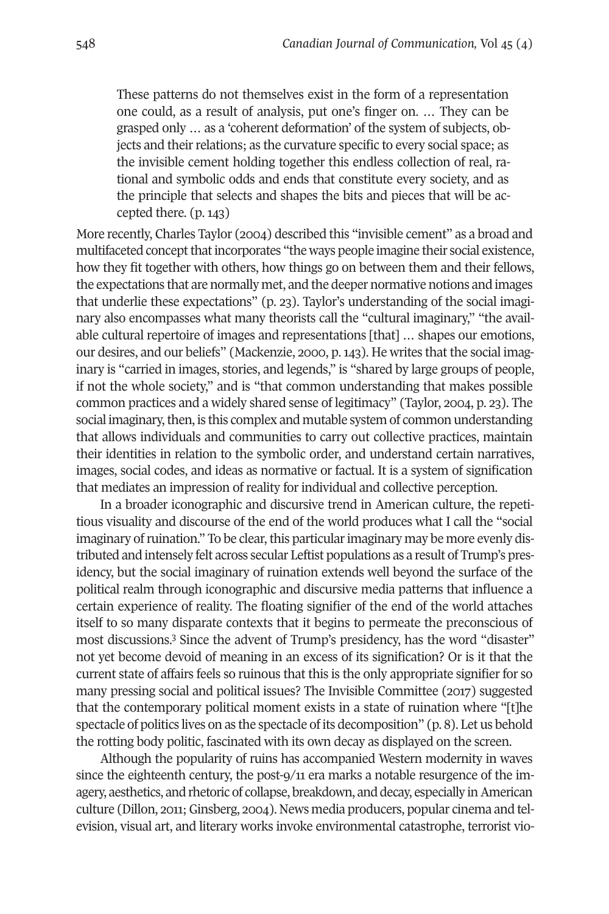> These patterns do not themselves exist in the form of a representation one could, as a result of analysis, put one's finger on. … They can be grasped only … as a 'coherent deformation' of the system of subjects, objects and their relations; as the curvature specific to every social space; as the invisible cement holding together this endless collection of real, rational and symbolic odds and ends that constitute every society, and as the principle that selects and shapes the bits and pieces that will be accepted there. (p. 143)

More recently, Charles Taylor (2004) described this "invisible cement" as a broad and multifaceted concept that incorporates "the ways people imagine their social existence, how they fit together with others, how things go on between them and their fellows, the expectations that are normally met, and the deeper normative notions and images that underlie these expectations" (p. 23). Taylor's understanding of the social imaginary also encompasses what many theorists call the "cultural imaginary," "the available cultural repertoire of images and representations [that] … shapes our emotions, our desires, and our beliefs" (Mackenzie, 2000, p. 143). He writes that the social imaginary is "carried in images, stories, and legends," is "shared by large groups of people, if not the whole society," and is "that common understanding that makes possible common practices and a widely shared sense of legitimacy" (Taylor, 2004, p. 23). The social imaginary, then, is this complex and mutable system of common understanding that allows individuals and communities to carry out collective practices, maintain their identities in relation to the symbolic order, and understand certain narratives, images, social codes, and ideas as normative or factual. It is a system of signification that mediates an impression of reality for individual and collective perception.

In a broader iconographic and discursive trend in American culture, the repetitious visuality and discourse of the end of the world produces what I call the "social imaginary of ruination." To be clear, this particular imaginary may be more evenly distributed and intensely felt across secular Leftist populations as a result of Trump's presidency, but the social imaginary of ruination extends well beyond the surface of the political realm through iconographic and discursive media patterns that influence a certain experience of reality. The floating signifier of the end of the world attaches itself to so many disparate contexts that it begins to permeate the preconscious of most discussions.[3] Since the advent of Trump's presidency, has the word "disaster" not yet become devoid of meaning in an excess of its signification? Or is it that the current state of affairs feels so ruinous that this is the only appropriate signifier for so many pressing social and political issues? The Invisible Committee (2017) suggested that the contemporary political moment exists in a state of ruination where "[t]he spectacle of politics lives on as the spectacle of its decomposition" (p. 8). Let us behold the rotting body politic, fascinated with its own decay as displayed on the screen.

Although the popularity of ruins has accompanied Western modernity in waves since the eighteenth century, the post-9/11 era marks a notable resurgence of the imagery, aesthetics, and rhetoric of collapse, breakdown, and decay, especially in American culture (Dillon, 2011; Ginsberg, 2004). News media producers, popular cinema and television, visual art, and literary works invoke environmental catastrophe, terrorist vio-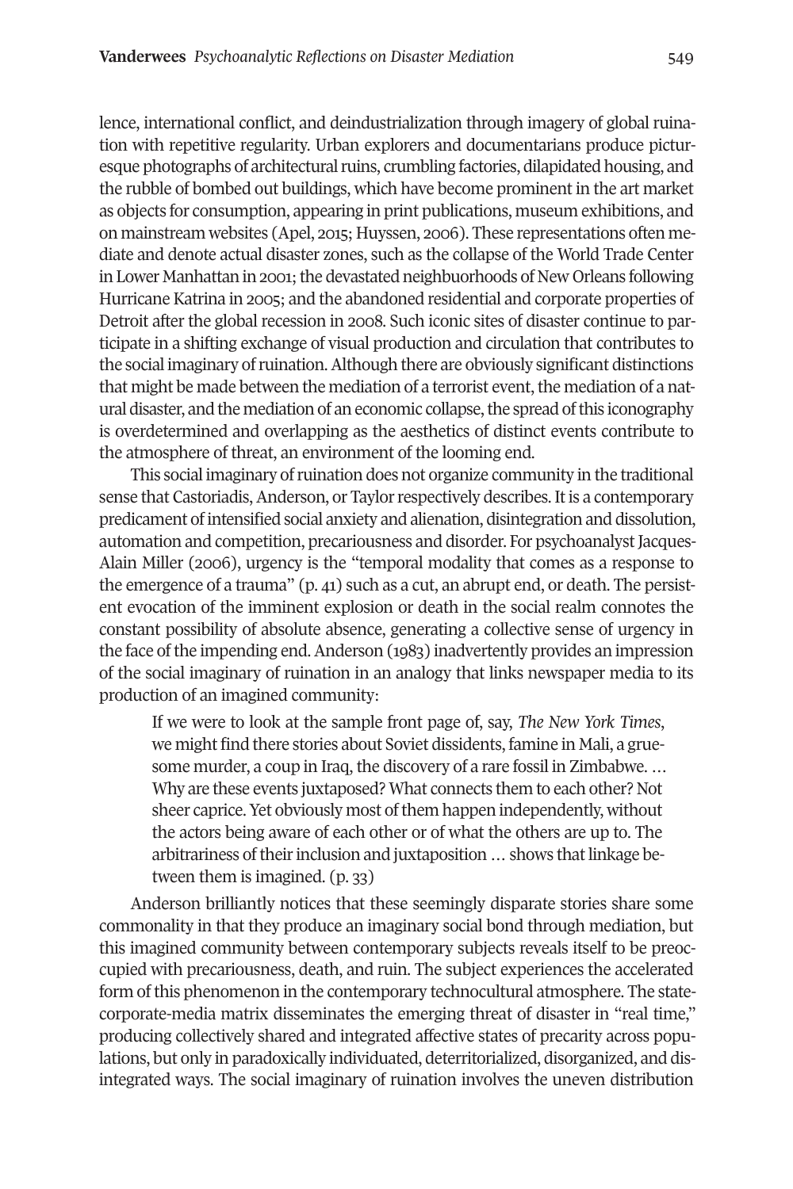lence, international conflict, and deindustrialization through imagery of global ruination with repetitive regularity. Urban explorers and documentarians produce picturesque photographs of architectural ruins, crumbling factories, dilapidated housing, and the rubble of bombed out buildings, which have become prominent in the art market as objects for consumption, appearing in print publications, museum exhibitions, and on mainstream websites (Apel, 2015; Huyssen, 2006). These representations often mediate and denote actual disaster zones, such as the collapse of the World Trade Center in Lower Manhattan in 2001; the devastated neighbuorhoods of New Orleans following Hurricane Katrina in 2005; and the abandoned residential and corporate properties of Detroit after the global recession in 2008. Such iconic sites of disaster continue to participate in a shifting exchange of visual production and circulation that contributes to the social imaginary of ruination. Although there are obviously significant distinctions that might be made between the mediation of a terrorist event, the mediation of a natural disaster, and the mediation of an economic collapse, the spread of this iconography is overdetermined and overlapping as the aesthetics of distinct events contribute to the atmosphere of threat, an environment of the looming end.

This social imaginary of ruination does not organize community in the traditional sense that Castoriadis, Anderson, or Taylor respectively describes. It is a contemporary predicament of intensified social anxiety and alienation, disintegration and dissolution, automation and competition, precariousness and disorder. For psychoanalyst Jacques-Alain Miller (2006), urgency is the "temporal modality that comes as a response to the emergence of a trauma" (p. 41) such as a cut, an abrupt end, or death. The persistent evocation of the imminent explosion or death in the social realm connotes the constant possibility of absolute absence, generating a collective sense of urgency in the face of the impending end. Anderson (1983) inadvertently provides an impression of the social imaginary of ruination in an analogy that links newspaper media to its production of an imagined community:

> If we were to look at the sample front page of, say, *The New York Times*, we might find there stories about Soviet dissidents, famine in Mali, a gruesome murder, a coup in Iraq, the discovery of a rare fossil in Zimbabwe. … Why are these events juxtaposed? What connects them to each other? Not sheer caprice. Yet obviously most of them happen independently, without the actors being aware of each other or of what the others are up to. The arbitrariness of their inclusion and juxtaposition … shows that linkage between them is imagined. (p. 33)

Anderson brilliantly notices that these seemingly disparate stories share some commonality in that they produce an imaginary social bond through mediation, but this imagined community between contemporary subjects reveals itself to be preoccupied with precariousness, death, and ruin. The subject experiences the accelerated form of this phenomenon in the contemporary technocultural atmosphere. The state-corporate-media matrix disseminates the emerging threat of disaster in "real time," producing collectively shared and integrated affective states of precarity across populations, but only in paradoxically individuated, deterritorialized, disorganized, and disintegrated ways. The social imaginary of ruination involves the uneven distribution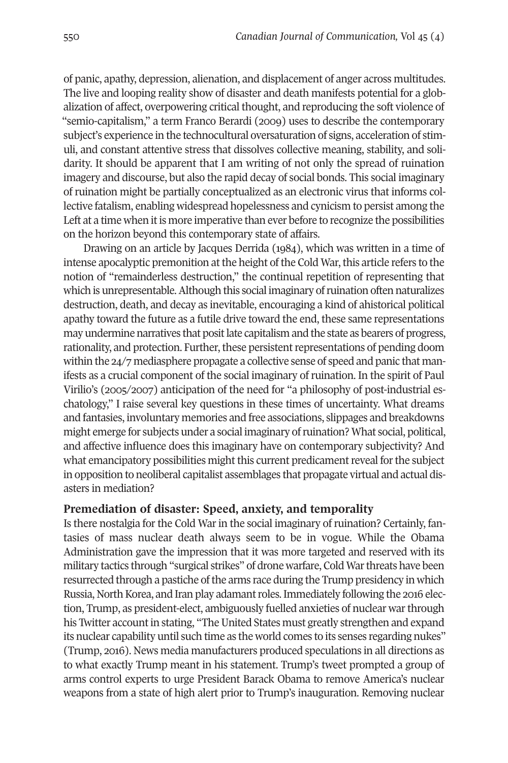of panic, apathy, depression, alienation, and displacement of anger across multitudes. The live and looping reality show of disaster and death manifests potential for a globalization of affect, overpowering critical thought, and reproducing the soft violence of "semio-capitalism," a term Franco Berardi (2009) uses to describe the contemporary subject's experience in the technocultural oversaturation of signs, acceleration of stimuli, and constant attentive stress that dissolves collective meaning, stability, and solidarity. It should be apparent that I am writing of not only the spread of ruination imagery and discourse, but also the rapid decay of social bonds. This social imaginary of ruination might be partially conceptualized as an electronic virus that informs collective fatalism, enabling widespread hopelessness and cynicism to persist among the Left at a time when it is more imperative than ever before to recognize the possibilities on the horizon beyond this contemporary state of affairs.

Drawing on an article by Jacques Derrida (1984), which was written in a time of intense apocalyptic premonition at the height of the Cold War, this article refers to the notion of "remainderless destruction," the continual repetition of representing that which is unrepresentable. Although this social imaginary of ruination often naturalizes destruction, death, and decay as inevitable, encouraging a kind of ahistorical political apathy toward the future as a futile drive toward the end, these same representations may undermine narratives that posit late capitalism and the state as bearers of progress, rationality, and protection. Further, these persistent representations of pending doom within the 24/7 mediasphere propagate a collective sense of speed and panic that manifests as a crucial component of the social imaginary of ruination. In the spirit of Paul Virilio's (2005/2007) anticipation of the need for "a philosophy of post-industrial eschatology," I raise several key questions in these times of uncertainty. What dreams and fantasies, involuntary memories and free associations, slippages and breakdowns might emerge for subjects under a social imaginary of ruination? What social, political, and affective influence does this imaginary have on contemporary subjectivity? And what emancipatory possibilities might this current predicament reveal for the subject in opposition to neoliberal capitalist assemblages that propagate virtual and actual disasters in mediation?

## Premediation of disaster: Speed, anxiety, and temporality

Is there nostalgia for the Cold War in the social imaginary of ruination? Certainly, fantasies of mass nuclear death always seem to be in vogue. While the Obama Administration gave the impression that it was more targeted and reserved with its military tactics through "surgical strikes" of drone warfare, Cold War threats have been resurrected through a pastiche of the arms race during the Trump presidency in which Russia, North Korea, and Iran play adamant roles. Immediately following the 2016 election, Trump, as president-elect, ambiguously fuelled anxieties of nuclear war through his Twitter account in stating, "The United States must greatly strengthen and expand its nuclear capability until such time as the world comes to its senses regarding nukes" (Trump, 2016). News media manufacturers produced speculations in all directions as to what exactly Trump meant in his statement. Trump's tweet prompted a group of arms control experts to urge President Barack Obama to remove America's nuclear weapons from a state of high alert prior to Trump's inauguration. Removing nuclear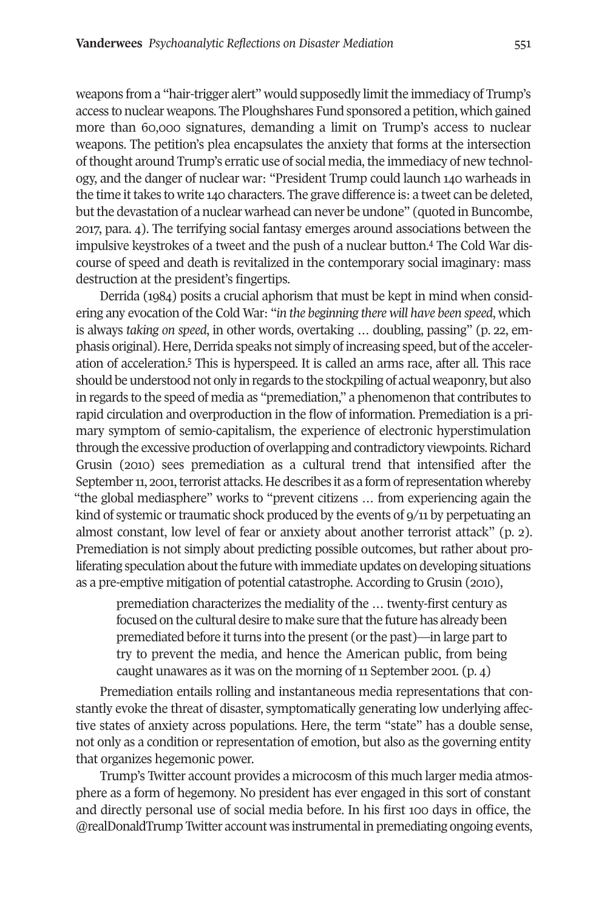weapons from a "hair-trigger alert" would supposedly limit the immediacy of Trump's access to nuclear weapons. The Ploughshares Fund sponsored a petition, which gained more than 60,000 signatures, demanding a limit on Trump's access to nuclear weapons. The petition's plea encapsulates the anxiety that forms at the intersection of thought around Trump's erratic use of social media, the immediacy of new technology, and the danger of nuclear war: "President Trump could launch 140 warheads in the time it takes to write 140 characters. The grave difference is: a tweet can be deleted, but the devastation of a nuclear warhead can never be undone" (quoted in Buncombe, 2017, para. 4). The terrifying social fantasy emerges around associations between the impulsive keystrokes of a tweet and the push of a nuclear button.[4] The Cold War discourse of speed and death is revitalized in the contemporary social imaginary: mass destruction at the president's fingertips.

Derrida (1984) posits a crucial aphorism that must be kept in mind when considering any evocation of the Cold War: "*in the beginning there will have been speed*, which is always *taking on speed*, in other words, overtaking … doubling, passing" (p. 22, emphasis original). Here, Derrida speaks not simply of increasing speed, but of the acceleration of acceleration.[5] This is hyperspeed. It is called an arms race, after all. This race should be understood not only in regards to the stockpiling of actual weaponry, but also in regards to the speed of media as "premediation," a phenomenon that contributes to rapid circulation and overproduction in the flow of information. Premediation is a primary symptom of semio-capitalism, the experience of electronic hyperstimulation through the excessive production of overlapping and contradictory viewpoints. Richard Grusin (2010) sees premediation as a cultural trend that intensified after the September 11, 2001, terrorist attacks. He describes it as a form of representation whereby "the global mediasphere" works to "prevent citizens … from experiencing again the kind of systemic or traumatic shock produced by the events of 9/11 by perpetuating an almost constant, low level of fear or anxiety about another terrorist attack" (p. 2). Premediation is not simply about predicting possible outcomes, but rather about proliferating speculation about the future with immediate updates on developing situations as a pre-emptive mitigation of potential catastrophe. According to Grusin (2010),

> premediation characterizes the mediality of the … twenty-first century as focused on the cultural desire to make sure that the future has already been premediated before it turns into the present (or the past)—in large part to try to prevent the media, and hence the American public, from being caught unawares as it was on the morning of 11 September 2001. (p. 4)

Premediation entails rolling and instantaneous media representations that constantly evoke the threat of disaster, symptomatically generating low underlying affective states of anxiety across populations. Here, the term "state" has a double sense, not only as a condition or representation of emotion, but also as the governing entity that organizes hegemonic power.

Trump's Twitter account provides a microcosm of this much larger media atmosphere as a form of hegemony. No president has ever engaged in this sort of constant and directly personal use of social media before. In his first 100 days in office, the @realDonaldTrump Twitter account was instrumental in premediating ongoing events,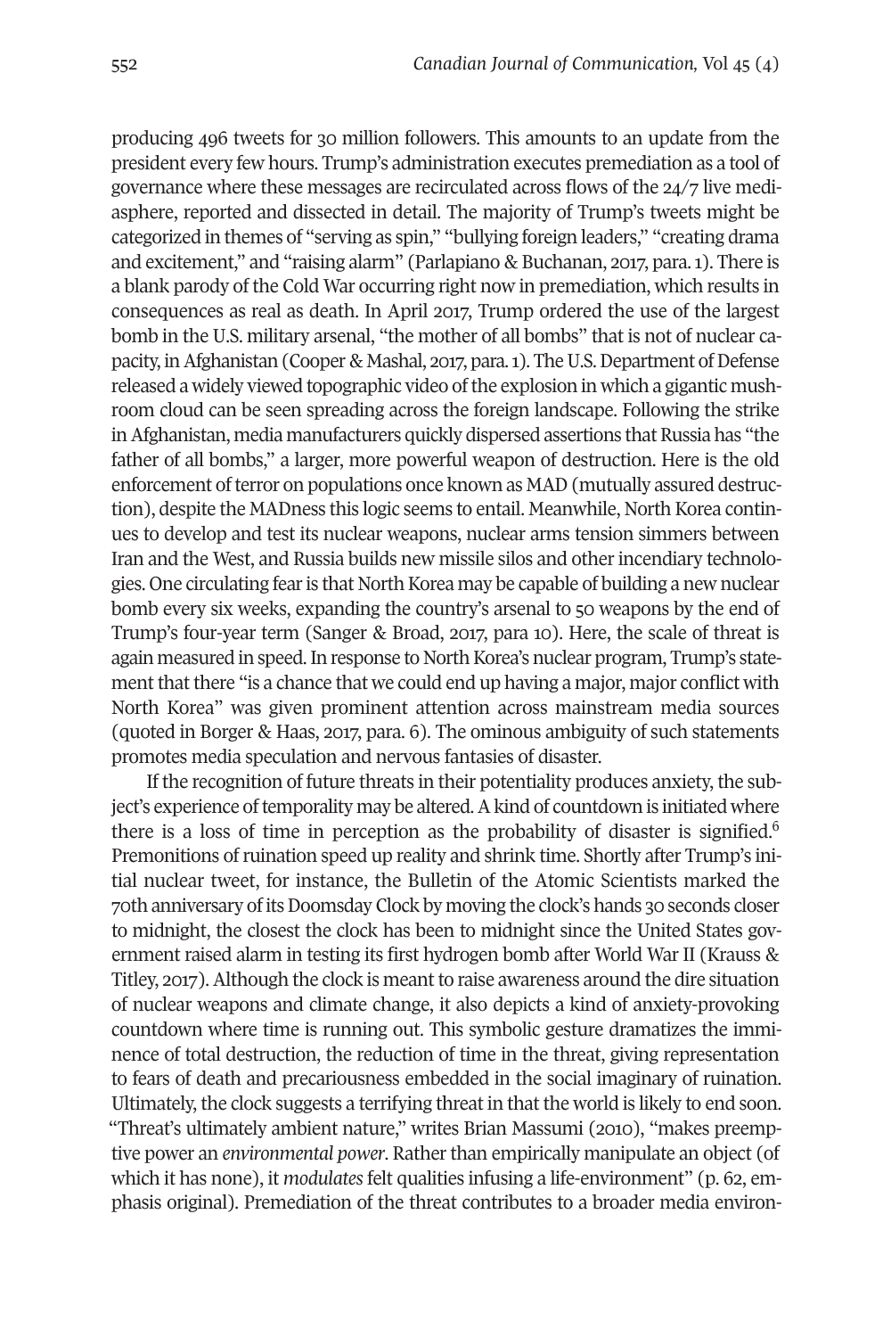producing 496 tweets for 30 million followers. This amounts to an update from the president every few hours. Trump's administration executes premediation as a tool of governance where these messages are recirculated across flows of the 24/7 live mediasphere, reported and dissected in detail. The majority of Trump's tweets might be categorized in themes of "serving as spin," "bullying foreign leaders," "creating drama and excitement," and "raising alarm" (Parlapiano & Buchanan, 2017, para. 1). There is a blank parody of the Cold War occurring right now in premediation, which results in consequences as real as death. In April 2017, Trump ordered the use of the largest bomb in the U.S. military arsenal, "the mother of all bombs" that is not of nuclear capacity, in Afghanistan (Cooper & Mashal, 2017, para. 1). The U.S. Department of Defense released a widely viewed topographic video of the explosion in which a gigantic mushroom cloud can be seen spreading across the foreign landscape. Following the strike in Afghanistan, media manufacturers quickly dispersed assertions that Russia has "the father of all bombs," a larger, more powerful weapon of destruction. Here is the old enforcement of terror on populations once known as MAD (mutually assured destruction), despite the MADness this logic seems to entail. Meanwhile, North Korea continues to develop and test its nuclear weapons, nuclear arms tension simmers between Iran and the West, and Russia builds new missile silos and other incendiary technologies. One circulating fear is that North Korea may be capable of building a new nuclear bomb every six weeks, expanding the country's arsenal to 50 weapons by the end of Trump's four-year term (Sanger & Broad, 2017, para 10). Here, the scale of threat is again measured in speed. In response to North Korea's nuclear program, Trump's statement that there "is a chance that we could end up having a major, major conflict with North Korea" was given prominent attention across mainstream media sources (quoted in Borger & Haas, 2017, para. 6). The ominous ambiguity of such statements promotes media speculation and nervous fantasies of disaster.

If the recognition of future threats in their potentiality produces anxiety, the subject's experience of temporality may be altered. A kind of countdown is initiated where there is a loss of time in perception as the probability of disaster is signified.[6] Premonitions of ruination speed up reality and shrink time. Shortly after Trump's initial nuclear tweet, for instance, the Bulletin of the Atomic Scientists marked the 70th anniversary of its Doomsday Clock by moving the clock's hands 30 seconds closer to midnight, the closest the clock has been to midnight since the United States government raised alarm in testing its first hydrogen bomb after World War II (Krauss & Titley, 2017). Although the clock is meant to raise awareness around the dire situation of nuclear weapons and climate change, it also depicts a kind of anxiety-provoking countdown where time is running out. This symbolic gesture dramatizes the imminence of total destruction, the reduction of time in the threat, giving representation to fears of death and precariousness embedded in the social imaginary of ruination. Ultimately, the clock suggests a terrifying threat in that the world is likely to end soon. "Threat's ultimately ambient nature," writes Brian Massumi (2010), "makes preemptive power an *environmental power*. Rather than empirically manipulate an object (of which it has none), it *modulates* felt qualities infusing a life-environment" (p. 62, emphasis original). Premediation of the threat contributes to a broader media environ-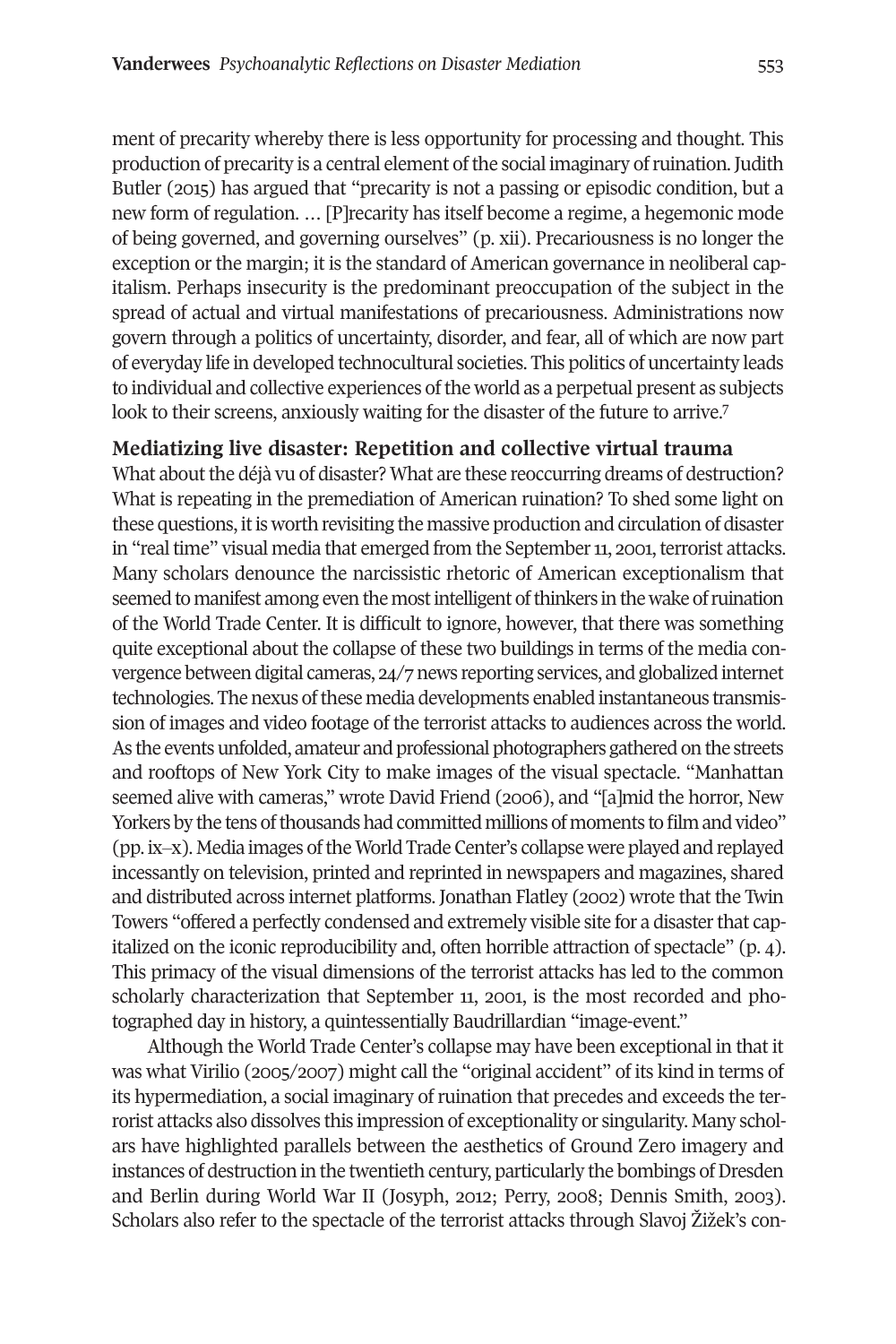ment of precarity whereby there is less opportunity for processing and thought. This production of precarity is a central element of the social imaginary of ruination. Judith Butler (2015) has argued that "precarity is not a passing or episodic condition, but a new form of regulation. … [P]recarity has itself become a regime, a hegemonic mode of being governed, and governing ourselves" (p. xii). Precariousness is no longer the exception or the margin; it is the standard of American governance in neoliberal capitalism. Perhaps insecurity is the predominant preoccupation of the subject in the spread of actual and virtual manifestations of precariousness. Administrations now govern through a politics of uncertainty, disorder, and fear, all of which are now part of everyday life in developed technocultural societies. This politics of uncertainty leads to individual and collective experiences of the world as a perpetual present as subjects look to their screens, anxiously waiting for the disaster of the future to arrive.[7]

## Mediatizing live disaster: Repetition and collective virtual trauma

What about the déjà vu of disaster? What are these reoccurring dreams of destruction? What is repeating in the premediation of American ruination? To shed some light on these questions, it is worth revisiting the massive production and circulation of disaster in "real time" visual media that emerged from the September 11, 2001, terrorist attacks. Many scholars denounce the narcissistic rhetoric of American exceptionalism that seemed to manifest among even the most intelligent of thinkers in the wake of ruination of the World Trade Center. It is difficult to ignore, however, that there was something quite exceptional about the collapse of these two buildings in terms of the media convergence between digital cameras, 24/7 news reporting services, and globalized internet technologies. The nexus of these media developments enabled instantaneous transmission of images and video footage of the terrorist attacks to audiences across the world. As the events unfolded, amateur and professional photographers gathered on the streets and rooftops of New York City to make images of the visual spectacle. "Manhattan seemed alive with cameras," wrote David Friend (2006), and "[a]mid the horror, New Yorkers by the tens of thousands had committed millions of moments to film and video" (pp. ix–x). Media images of the World Trade Center's collapse were played and replayed incessantly on television, printed and reprinted in newspapers and magazines, shared and distributed across internet platforms. Jonathan Flatley (2002) wrote that the Twin Towers "offered a perfectly condensed and extremely visible site for a disaster that capitalized on the iconic reproducibility and, often horrible attraction of spectacle" (p. 4). This primacy of the visual dimensions of the terrorist attacks has led to the common scholarly characterization that September 11, 2001, is the most recorded and photographed day in history, a quintessentially Baudrillardian "image-event."

Although the World Trade Center's collapse may have been exceptional in that it was what Virilio (2005/2007) might call the "original accident" of its kind in terms of its hypermediation, a social imaginary of ruination that precedes and exceeds the terrorist attacks also dissolves this impression of exceptionality or singularity. Many scholars have highlighted parallels between the aesthetics of Ground Zero imagery and instances of destruction in the twentieth century, particularly the bombings of Dresden and Berlin during World War II (Josyph, 2012; Perry, 2008; Dennis Smith, 2003). Scholars also refer to the spectacle of the terrorist attacks through Slavoj Žižek's con-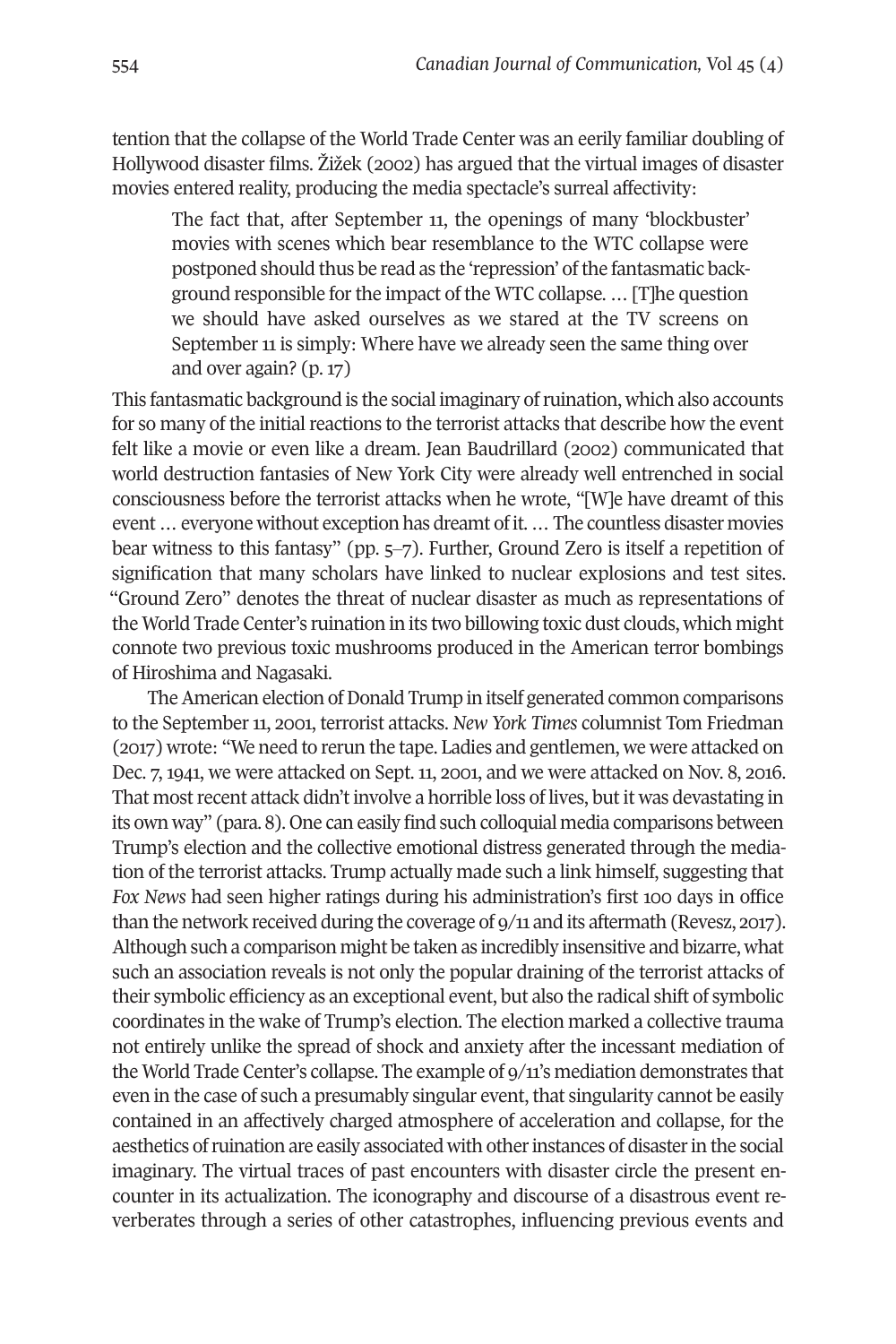tention that the collapse of the World Trade Center was an eerily familiar doubling of Hollywood disaster films. Žižek (2002) has argued that the virtual images of disaster movies entered reality, producing the media spectacle's surreal affectivity:

> The fact that, after September 11, the openings of many 'blockbuster' movies with scenes which bear resemblance to the WTC collapse were postponed should thus be read as the 'repression' of the fantasmatic background responsible for the impact of the WTC collapse. … [T]he question we should have asked ourselves as we stared at the TV screens on September 11 is simply: Where have we already seen the same thing over and over again? (p. 17)

This fantasmatic background is the social imaginary of ruination, which also accounts for so many of the initial reactions to the terrorist attacks that describe how the event felt like a movie or even like a dream. Jean Baudrillard (2002) communicated that world destruction fantasies of New York City were already well entrenched in social consciousness before the terrorist attacks when he wrote, "[W]e have dreamt of this event … everyone without exception has dreamt of it. … The countless disaster movies bear witness to this fantasy" (pp. 5–7). Further, Ground Zero is itself a repetition of signification that many scholars have linked to nuclear explosions and test sites. "Ground Zero" denotes the threat of nuclear disaster as much as representations of the World Trade Center's ruination in its two billowing toxic dust clouds, which might connote two previous toxic mushrooms produced in the American terror bombings of Hiroshima and Nagasaki.

The American election of Donald Trump in itself generated common comparisons to the September 11, 2001, terrorist attacks. *New York Times* columnist Tom Friedman (2017) wrote: "We need to rerun the tape. Ladies and gentlemen, we were attacked on Dec. 7, 1941, we were attacked on Sept. 11, 2001, and we were attacked on Nov. 8, 2016. That most recent attack didn't involve a horrible loss of lives, but it was devastating in its own way" (para. 8). One can easily find such colloquial media comparisons between Trump's election and the collective emotional distress generated through the mediation of the terrorist attacks. Trump actually made such a link himself, suggesting that *Fox News* had seen higher ratings during his administration's first 100 days in office than the network received during the coverage of 9/11 and its aftermath (Revesz, 2017). Although such a comparison might be taken as incredibly insensitive and bizarre, what such an association reveals is not only the popular draining of the terrorist attacks of their symbolic efficiency as an exceptional event, but also the radical shift of symbolic coordinates in the wake of Trump's election. The election marked a collective trauma not entirely unlike the spread of shock and anxiety after the incessant mediation of the World Trade Center's collapse. The example of 9/11's mediation demonstrates that even in the case of such a presumably singular event, that singularity cannot be easily contained in an affectively charged atmosphere of acceleration and collapse, for the aesthetics of ruination are easily associated with other instances of disaster in the social imaginary. The virtual traces of past encounters with disaster circle the present encounter in its actualization. The iconography and discourse of a disastrous event reverberates through a series of other catastrophes, influencing previous events and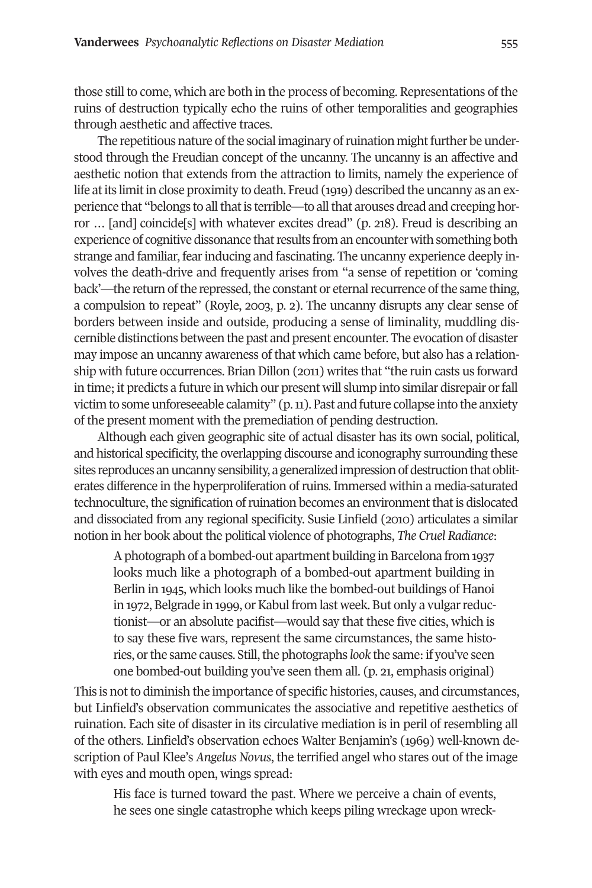those still to come, which are both in the process of becoming. Representations of the ruins of destruction typically echo the ruins of other temporalities and geographies through aesthetic and affective traces.

The repetitious nature of the social imaginary of ruination might further be understood through the Freudian concept of the uncanny. The uncanny is an affective and aesthetic notion that extends from the attraction to limits, namely the experience of life at its limit in close proximity to death. Freud (1919) described the uncanny as an experience that "belongs to all that is terrible—to all that arouses dread and creeping horror … [and] coincide[s] with whatever excites dread" (p. 218). Freud is describing an experience of cognitive dissonance that results from an encounter with something both strange and familiar, fear inducing and fascinating. The uncanny experience deeply involves the death-drive and frequently arises from "a sense of repetition or 'coming back'—the return of the repressed, the constant or eternal recurrence of the same thing, a compulsion to repeat" (Royle, 2003, p. 2). The uncanny disrupts any clear sense of borders between inside and outside, producing a sense of liminality, muddling discernible distinctions between the past and present encounter. The evocation of disaster may impose an uncanny awareness of that which came before, but also has a relationship with future occurrences. Brian Dillon (2011) writes that "the ruin casts us forward in time; it predicts a future in which our present will slump into similar disrepair or fall victim to some unforeseeable calamity" (p. 11). Past and future collapse into the anxiety of the present moment with the premediation of pending destruction.

Although each given geographic site of actual disaster has its own social, political, and historical specificity, the overlapping discourse and iconography surrounding these sites reproduces an uncanny sensibility, a generalized impression of destruction that obliterates difference in the hyperproliferation of ruins. Immersed within a media-saturated technoculture, the signification of ruination becomes an environment that is dislocated and dissociated from any regional specificity. Susie Linfield (2010) articulates a similar notion in her book about the political violence of photographs, *The Cruel Radiance*:

> A photograph of a bombed-out apartment building in Barcelona from 1937 looks much like a photograph of a bombed-out apartment building in Berlin in 1945, which looks much like the bombed-out buildings of Hanoi in 1972, Belgrade in 1999, or Kabul from last week. But only a vulgar reductionist—or an absolute pacifist—would say that these five cities, which is to say these five wars, represent the same circumstances, the same histories, or the same causes. Still, the photographs *look* the same: if you've seen one bombed-out building you've seen them all. (p. 21, emphasis original)

This is not to diminish the importance of specific histories, causes, and circumstances, but Linfield's observation communicates the associative and repetitive aesthetics of ruination. Each site of disaster in its circulative mediation is in peril of resembling all of the others. Linfield's observation echoes Walter Benjamin's (1969) well-known description of Paul Klee's *Angelus Novus*, the terrified angel who stares out of the image with eyes and mouth open, wings spread:

> His face is turned toward the past. Where we perceive a chain of events, he sees one single catastrophe which keeps piling wreckage upon wreck-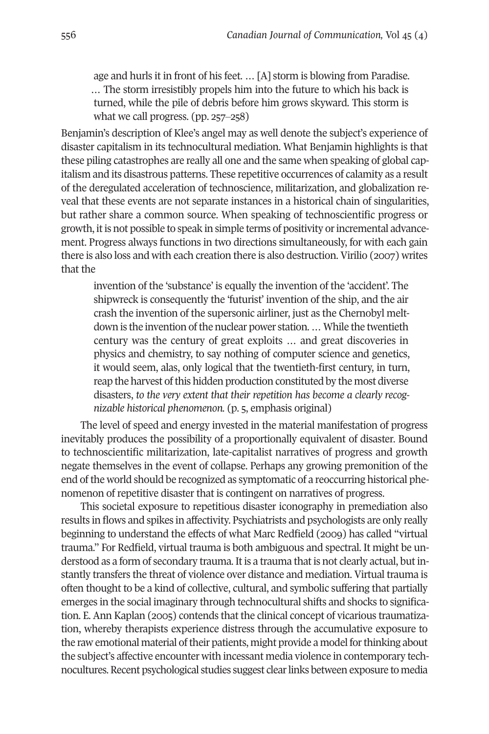> age and hurls it in front of his feet. … [A] storm is blowing from Paradise. … The storm irresistibly propels him into the future to which his back is turned, while the pile of debris before him grows skyward. This storm is what we call progress. (pp. 257–258)

Benjamin's description of Klee's angel may as well denote the subject's experience of disaster capitalism in its technocultural mediation. What Benjamin highlights is that these piling catastrophes are really all one and the same when speaking of global capitalism and its disastrous patterns. These repetitive occurrences of calamity as a result of the deregulated acceleration of technoscience, militarization, and globalization reveal that these events are not separate instances in a historical chain of singularities, but rather share a common source. When speaking of technoscientific progress or growth, it is not possible to speak in simple terms of positivity or incremental advancement. Progress always functions in two directions simultaneously, for with each gain there is also loss and with each creation there is also destruction. Virilio (2007) writes that the

> invention of the 'substance' is equally the invention of the 'accident'. The shipwreck is consequently the 'futurist' invention of the ship, and the air crash the invention of the supersonic airliner, just as the Chernobyl meltdown is the invention of the nuclear power station. … While the twentieth century was the century of great exploits … and great discoveries in physics and chemistry, to say nothing of computer science and genetics, it would seem, alas, only logical that the twentieth-first century, in turn, reap the harvest of this hidden production constituted by the most diverse disasters, *to the very extent that their repetition has become a clearly recognizable historical phenomenon.* (p. 5, emphasis original)

The level of speed and energy invested in the material manifestation of progress inevitably produces the possibility of a proportionally equivalent of disaster. Bound to technoscientific militarization, late-capitalist narratives of progress and growth negate themselves in the event of collapse. Perhaps any growing premonition of the end of the world should be recognized as symptomatic of a reoccurring historical phenomenon of repetitive disaster that is contingent on narratives of progress.

This societal exposure to repetitious disaster iconography in premediation also results in flows and spikes in affectivity. Psychiatrists and psychologists are only really beginning to understand the effects of what Marc Redfield (2009) has called "virtual trauma." For Redfield, virtual trauma is both ambiguous and spectral. It might be understood as a form of secondary trauma. It is a trauma that is not clearly actual, but instantly transfers the threat of violence over distance and mediation. Virtual trauma is often thought to be a kind of collective, cultural, and symbolic suffering that partially emerges in the social imaginary through technocultural shifts and shocks to signification. E. Ann Kaplan (2005) contends that the clinical concept of vicarious traumatization, whereby therapists experience distress through the accumulative exposure to the raw emotional material of their patients, might provide a model for thinking about the subject's affective encounter with incessant media violence in contemporary technocultures. Recent psychological studies suggest clear links between exposure to media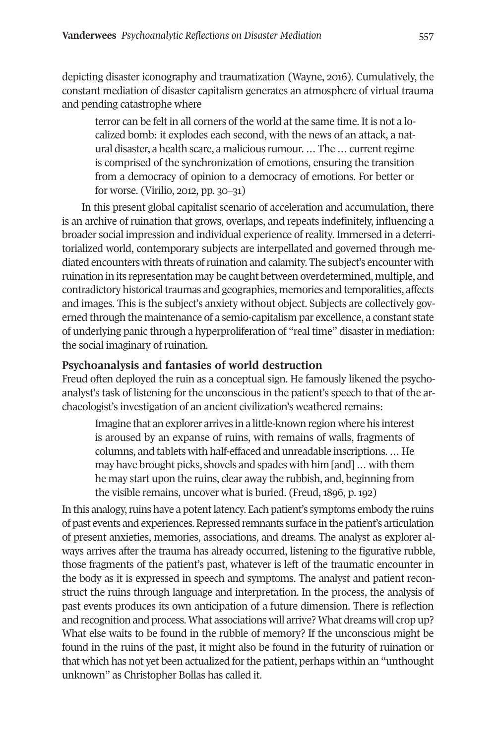depicting disaster iconography and traumatization (Wayne, 2016). Cumulatively, the constant mediation of disaster capitalism generates an atmosphere of virtual trauma and pending catastrophe where

> terror can be felt in all corners of the world at the same time. It is not a localized bomb: it explodes each second, with the news of an attack, a natural disaster, a health scare, a malicious rumour. … The … current regime is comprised of the synchronization of emotions, ensuring the transition from a democracy of opinion to a democracy of emotions. For better or for worse. (Virilio, 2012, pp. 30–31)

In this present global capitalist scenario of acceleration and accumulation, there is an archive of ruination that grows, overlaps, and repeats indefinitely, influencing a broader social impression and individual experience of reality. Immersed in a deterritorialized world, contemporary subjects are interpellated and governed through mediated encounters with threats of ruination and calamity. The subject's encounter with ruination in its representation may be caught between overdetermined, multiple, and contradictory historical traumas and geographies, memories and temporalities, affects and images. This is the subject's anxiety without object. Subjects are collectively governed through the maintenance of a semio-capitalism par excellence, a constant state of underlying panic through a hyperproliferation of "real time" disaster in mediation: the social imaginary of ruination.

## Psychoanalysis and fantasies of world destruction

Freud often deployed the ruin as a conceptual sign. He famously likened the psychoanalyst's task of listening for the unconscious in the patient's speech to that of the archaeologist's investigation of an ancient civilization's weathered remains:

> Imagine that an explorer arrives in a little-known region where his interest is aroused by an expanse of ruins, with remains of walls, fragments of columns, and tablets with half-effaced and unreadable inscriptions. … He may have brought picks, shovels and spades with him [and] … with them he may start upon the ruins, clear away the rubbish, and, beginning from the visible remains, uncover what is buried. (Freud, 1896, p. 192)

In this analogy, ruins have a potent latency. Each patient's symptoms embody the ruins of past events and experiences. Repressed remnants surface in the patient's articulation of present anxieties, memories, associations, and dreams. The analyst as explorer always arrives after the trauma has already occurred, listening to the figurative rubble, those fragments of the patient's past, whatever is left of the traumatic encounter in the body as it is expressed in speech and symptoms. The analyst and patient reconstruct the ruins through language and interpretation. In the process, the analysis of past events produces its own anticipation of a future dimension. There is reflection and recognition and process. What associations will arrive? What dreams will crop up? What else waits to be found in the rubble of memory? If the unconscious might be found in the ruins of the past, it might also be found in the futurity of ruination or that which has not yet been actualized for the patient, perhaps within an "unthought unknown" as Christopher Bollas has called it.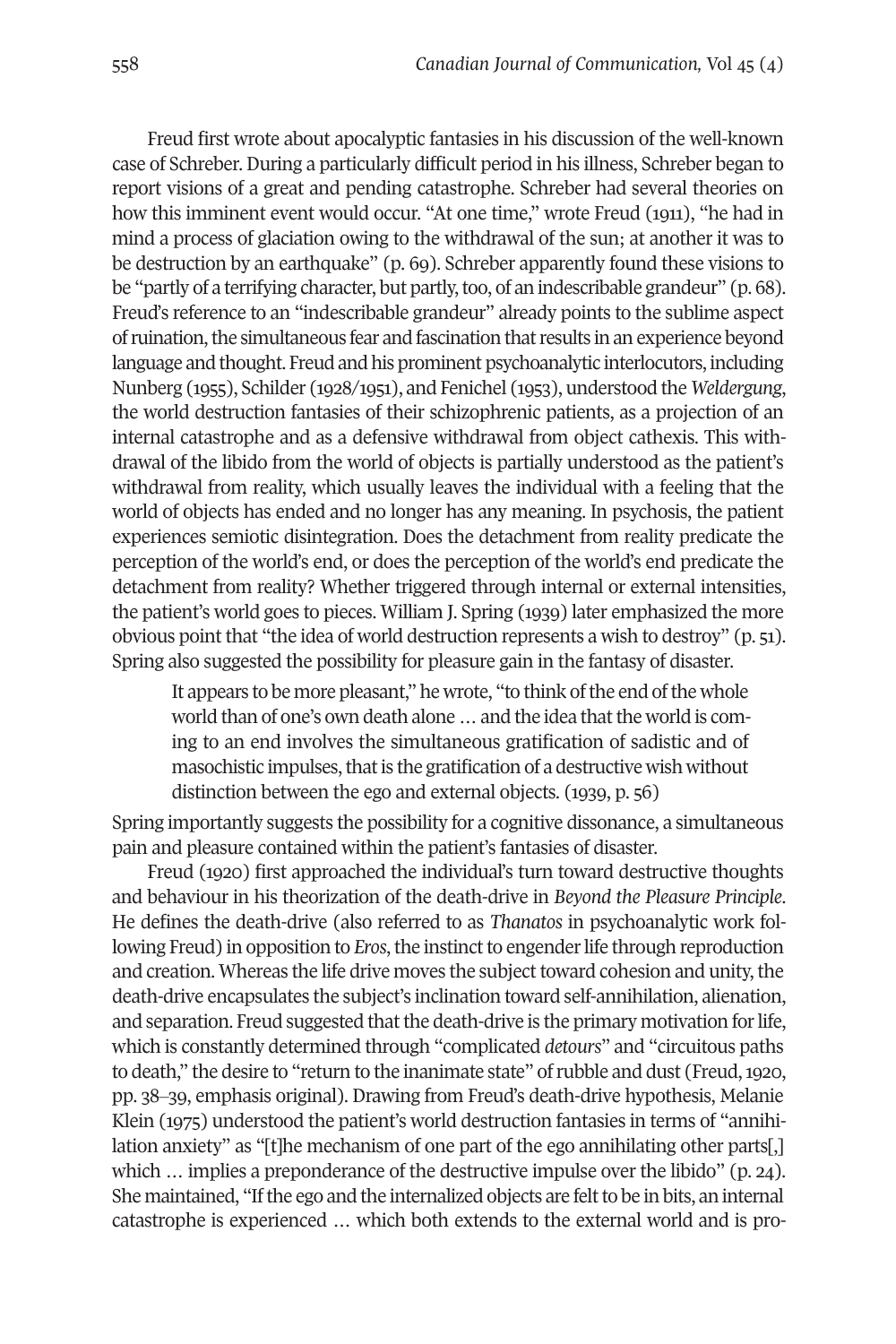Freud first wrote about apocalyptic fantasies in his discussion of the well-known case of Schreber. During a particularly difficult period in his illness, Schreber began to report visions of a great and pending catastrophe. Schreber had several theories on how this imminent event would occur. "At one time," wrote Freud (1911), "he had in mind a process of glaciation owing to the withdrawal of the sun; at another it was to be destruction by an earthquake" (p. 69). Schreber apparently found these visions to be "partly of a terrifying character, but partly, too, of an indescribable grandeur" (p. 68). Freud's reference to an "indescribable grandeur" already points to the sublime aspect of ruination, the simultaneous fear and fascination that results in an experience beyond language and thought. Freud and his prominent psychoanalytic interlocutors, including Nunberg (1955), Schilder (1928/1951), and Fenichel (1953), understood the *Weldergung*, the world destruction fantasies of their schizophrenic patients, as a projection of an internal catastrophe and as a defensive withdrawal from object cathexis. This withdrawal of the libido from the world of objects is partially understood as the patient's withdrawal from reality, which usually leaves the individual with a feeling that the world of objects has ended and no longer has any meaning. In psychosis, the patient experiences semiotic disintegration. Does the detachment from reality predicate the perception of the world's end, or does the perception of the world's end predicate the detachment from reality? Whether triggered through internal or external intensities, the patient's world goes to pieces. William J. Spring (1939) later emphasized the more obvious point that "the idea of world destruction represents a wish to destroy" (p. 51). Spring also suggested the possibility for pleasure gain in the fantasy of disaster.

> It appears to be more pleasant," he wrote, "to think of the end of the whole world than of one's own death alone … and the idea that the world is coming to an end involves the simultaneous gratification of sadistic and of masochistic impulses, that is the gratification of a destructive wish without distinction between the ego and external objects. (1939, p. 56)

Spring importantly suggests the possibility for a cognitive dissonance, a simultaneous pain and pleasure contained within the patient's fantasies of disaster.

Freud (1920) first approached the individual's turn toward destructive thoughts and behaviour in his theorization of the death-drive in *Beyond the Pleasure Principle*. He defines the death-drive (also referred to as *Thanatos* in psychoanalytic work following Freud) in opposition to *Eros*, the instinct to engender life through reproduction and creation. Whereas the life drive moves the subject toward cohesion and unity, the death-drive encapsulates the subject's inclination toward self-annihilation, alienation, and separation. Freud suggested that the death-drive is the primary motivation for life, which is constantly determined through "complicated *detours*" and "circuitous paths to death," the desire to "return to the inanimate state" of rubble and dust (Freud, 1920, pp. 38–39, emphasis original). Drawing from Freud's death-drive hypothesis, Melanie Klein (1975) understood the patient's world destruction fantasies in terms of "annihilation anxiety" as "[t]he mechanism of one part of the ego annihilating other parts[,] which … implies a preponderance of the destructive impulse over the libido" (p. 24). She maintained, "If the ego and the internalized objects are felt to be in bits, an internal catastrophe is experienced … which both extends to the external world and is pro-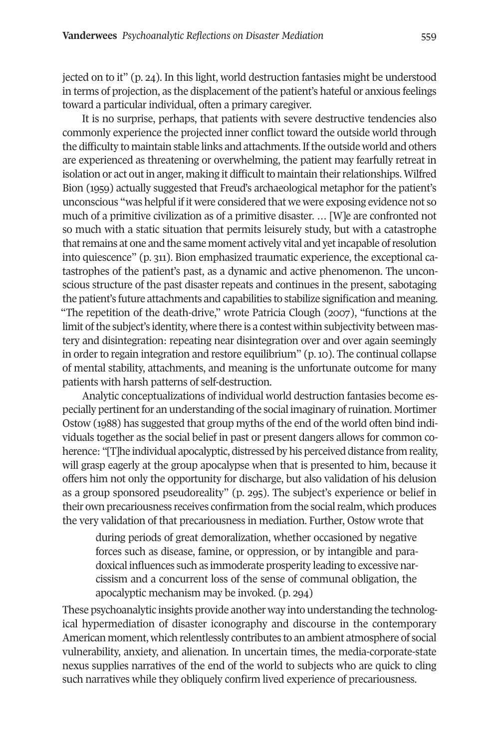jected on to it" (p. 24). In this light, world destruction fantasies might be understood in terms of projection, as the displacement of the patient's hateful or anxious feelings toward a particular individual, often a primary caregiver.

It is no surprise, perhaps, that patients with severe destructive tendencies also commonly experience the projected inner conflict toward the outside world through the difficulty to maintain stable links and attachments. If the outside world and others are experienced as threatening or overwhelming, the patient may fearfully retreat in isolation or act out in anger, making it difficult to maintain their relationships. Wilfred Bion (1959) actually suggested that Freud's archaeological metaphor for the patient's unconscious "was helpful if it were considered that we were exposing evidence not so much of a primitive civilization as of a primitive disaster. ... [W]e are confronted not so much with a static situation that permits leisurely study, but with a catastrophe that remains at one and the same moment actively vital and yet incapable of resolution into quiescence" (p. 311). Bion emphasized traumatic experience, the exceptional catastrophes of the patient's past, as a dynamic and active phenomenon. The unconscious structure of the past disaster repeats and continues in the present, sabotaging the patient's future attachments and capabilities to stabilize signification and meaning. "The repetition of the death-drive," wrote Patricia Clough (2007), "functions at the limit of the subject's identity, where there is a contest within subjectivity between mastery and disintegration: repeating near disintegration over and over again seemingly in order to regain integration and restore equilibrium" (p. 10). The continual collapse of mental stability, attachments, and meaning is the unfortunate outcome for many patients with harsh patterns of self-destruction.

Analytic conceptualizations of individual world destruction fantasies become especially pertinent for an understanding of the social imaginary of ruination. Mortimer Ostow (1988) has suggested that group myths of the end of the world often bind individuals together as the social belief in past or present dangers allows for common coherence: "[T]he individual apocalyptic, distressed by his perceived distance from reality, will grasp eagerly at the group apocalypse when that is presented to him, because it offers him not only the opportunity for discharge, but also validation of his delusion as a group sponsored pseudoreality" (p. 295). The subject's experience or belief in their own precariousness receives confirmation from the social realm, which produces the very validation of that precariousness in mediation. Further, Ostow wrote that

> during periods of great demoralization, whether occasioned by negative forces such as disease, famine, or oppression, or by intangible and paradoxical influences such as immoderate prosperity leading to excessive narcissism and a concurrent loss of the sense of communal obligation, the apocalyptic mechanism may be invoked. (p. 294)

These psychoanalytic insights provide another way into understanding the technological hypermediation of disaster iconography and discourse in the contemporary American moment, which relentlessly contributes to an ambient atmosphere of social vulnerability, anxiety, and alienation. In uncertain times, the media-corporate-state nexus supplies narratives of the end of the world to subjects who are quick to cling such narratives while they obliquely confirm lived experience of precariousness.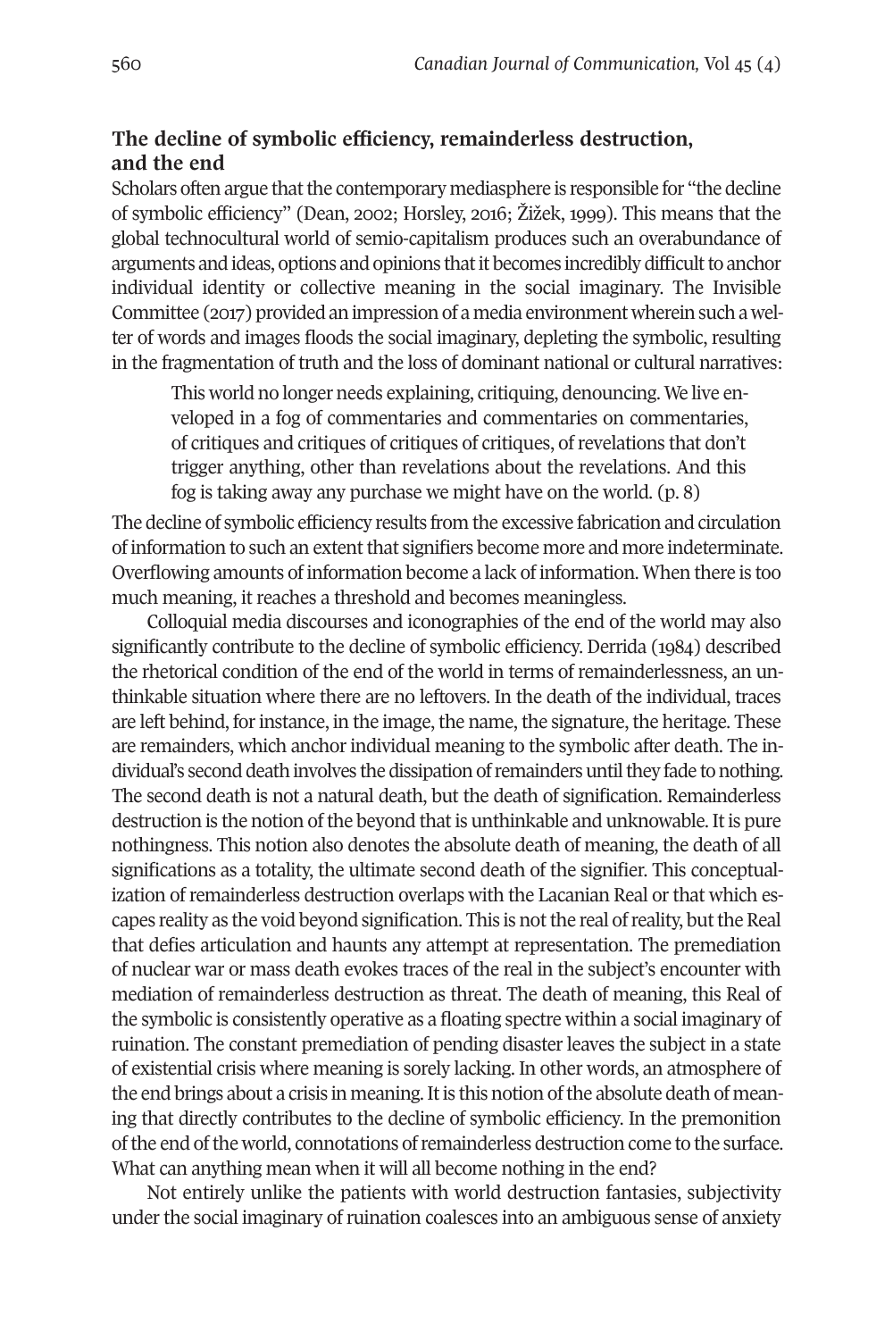### The decline of symbolic efficiency, remainderless destruction, and the end

Scholars often argue that the contemporary mediasphere is responsible for "the decline of symbolic efficiency" (Dean, 2002; Horsley, 2016; Žižek, 1999). This means that the global technocultural world of semio-capitalism produces such an overabundance of arguments and ideas, options and opinions that it becomes incredibly difficult to anchor individual identity or collective meaning in the social imaginary. The Invisible Committee (2017) provided an impression of a media environment wherein such a welter of words and images floods the social imaginary, depleting the symbolic, resulting in the fragmentation of truth and the loss of dominant national or cultural narratives:

> This world no longer needs explaining, critiquing, denouncing. We live enveloped in a fog of commentaries and commentaries on commentaries, of critiques and critiques of critiques of critiques, of revelations that don't trigger anything, other than revelations about the revelations. And this fog is taking away any purchase we might have on the world. (p. 8)

The decline of symbolic efficiency results from the excessive fabrication and circulation of information to such an extent that signifiers become more and more indeterminate. Overflowing amounts of information become a lack of information. When there is too much meaning, it reaches a threshold and becomes meaningless.

Colloquial media discourses and iconographies of the end of the world may also significantly contribute to the decline of symbolic efficiency. Derrida (1984) described the rhetorical condition of the end of the world in terms of remainderlessness, an unthinkable situation where there are no leftovers. In the death of the individual, traces are left behind, for instance, in the image, the name, the signature, the heritage. These are remainders, which anchor individual meaning to the symbolic after death. The individual's second death involves the dissipation of remainders until they fade to nothing. The second death is not a natural death, but the death of signification. Remainderless destruction is the notion of the beyond that is unthinkable and unknowable. It is pure nothingness. This notion also denotes the absolute death of meaning, the death of all significations as a totality, the ultimate second death of the signifier. This conceptualization of remainderless destruction overlaps with the Lacanian Real or that which escapes reality as the void beyond signification. This is not the real of reality, but the Real that defies articulation and haunts any attempt at representation. The premediation of nuclear war or mass death evokes traces of the real in the subject's encounter with mediation of remainderless destruction as threat. The death of meaning, this Real of the symbolic is consistently operative as a floating spectre within a social imaginary of ruination. The constant premediation of pending disaster leaves the subject in a state of existential crisis where meaning is sorely lacking. In other words, an atmosphere of the end brings about a crisis in meaning. It is this notion of the absolute death of meaning that directly contributes to the decline of symbolic efficiency. In the premonition of the end of the world, connotations of remainderless destruction come to the surface. What can anything mean when it will all become nothing in the end?

Not entirely unlike the patients with world destruction fantasies, subjectivity under the social imaginary of ruination coalesces into an ambiguous sense of anxiety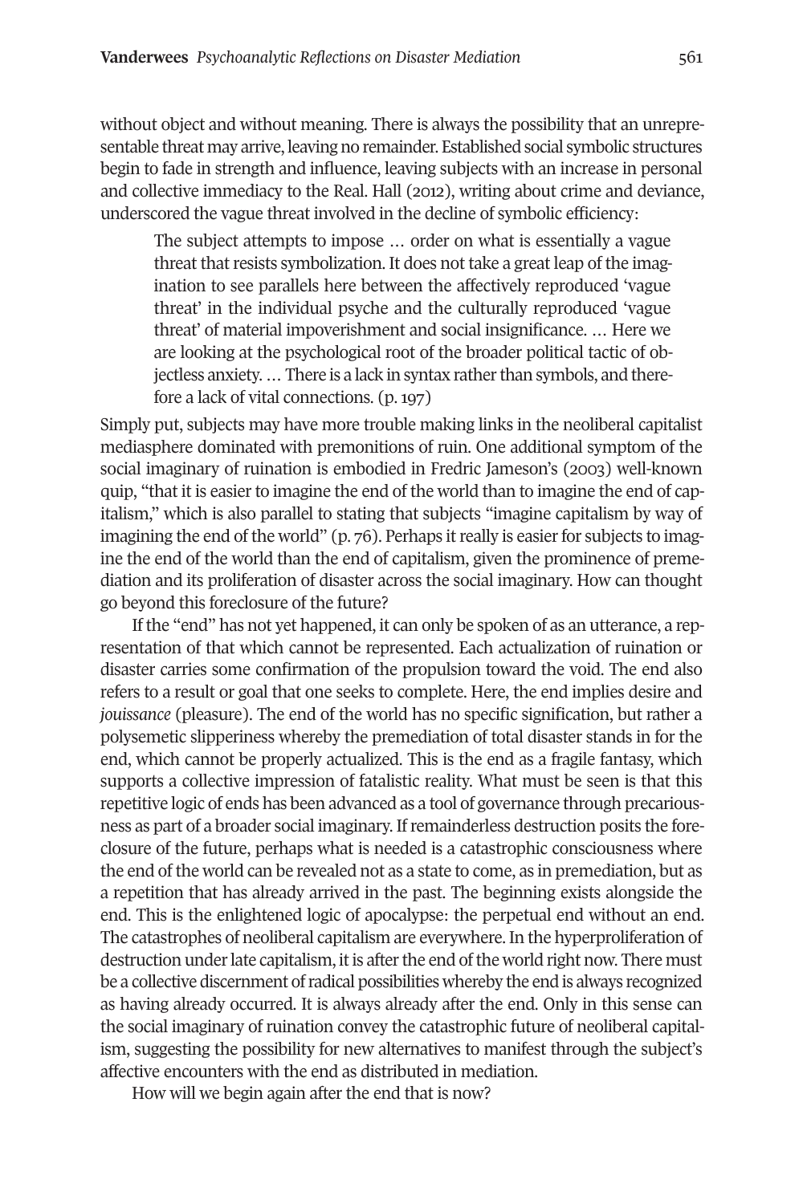without object and without meaning. There is always the possibility that an unrepresentable threat may arrive, leaving no remainder. Established social symbolic structures begin to fade in strength and influence, leaving subjects with an increase in personal and collective immediacy to the Real. Hall (2012), writing about crime and deviance, underscored the vague threat involved in the decline of symbolic efficiency:

> The subject attempts to impose … order on what is essentially a vague threat that resists symbolization. It does not take a great leap of the imagination to see parallels here between the affectively reproduced 'vague threat' in the individual psyche and the culturally reproduced 'vague threat' of material impoverishment and social insignificance. … Here we are looking at the psychological root of the broader political tactic of objectless anxiety. … There is a lack in syntax rather than symbols, and therefore a lack of vital connections. (p. 197)

Simply put, subjects may have more trouble making links in the neoliberal capitalist mediasphere dominated with premonitions of ruin. One additional symptom of the social imaginary of ruination is embodied in Fredric Jameson's (2003) well-known quip, "that it is easier to imagine the end of the world than to imagine the end of capitalism," which is also parallel to stating that subjects "imagine capitalism by way of imagining the end of the world" (p. 76). Perhaps it really is easier for subjects to imagine the end of the world than the end of capitalism, given the prominence of premediation and its proliferation of disaster across the social imaginary. How can thought go beyond this foreclosure of the future?

If the "end" has not yet happened, it can only be spoken of as an utterance, a representation of that which cannot be represented. Each actualization of ruination or disaster carries some confirmation of the propulsion toward the void. The end also refers to a result or goal that one seeks to complete. Here, the end implies desire and *jouissance* (pleasure). The end of the world has no specific signification, but rather a polysemetic slipperiness whereby the premediation of total disaster stands in for the end, which cannot be properly actualized. This is the end as a fragile fantasy, which supports a collective impression of fatalistic reality. What must be seen is that this repetitive logic of ends has been advanced as a tool of governance through precariousness as part of a broader social imaginary. If remainderless destruction posits the foreclosure of the future, perhaps what is needed is a catastrophic consciousness where the end of the world can be revealed not as a state to come, as in premediation, but as a repetition that has already arrived in the past. The beginning exists alongside the end. This is the enlightened logic of apocalypse: the perpetual end without an end. The catastrophes of neoliberal capitalism are everywhere. In the hyperproliferation of destruction under late capitalism, it is after the end of the world right now. There must be a collective discernment of radical possibilities whereby the end is always recognized as having already occurred. It is always already after the end. Only in this sense can the social imaginary of ruination convey the catastrophic future of neoliberal capitalism, suggesting the possibility for new alternatives to manifest through the subject's affective encounters with the end as distributed in mediation.

How will we begin again after the end that is now?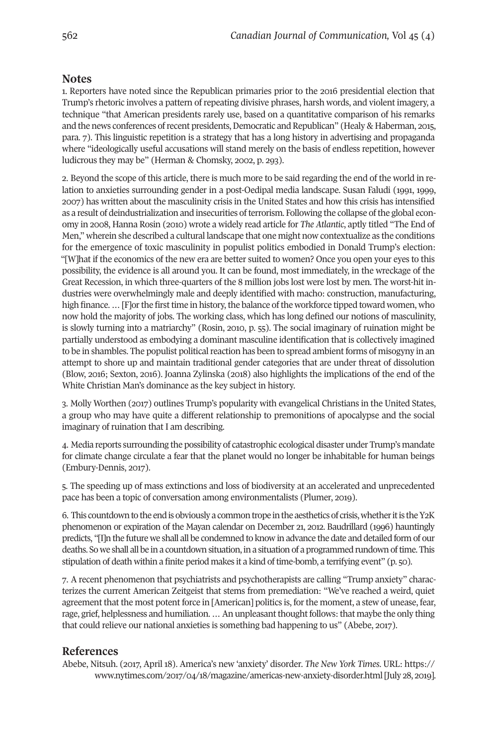## Notes

1. Reporters have noted since the Republican primaries prior to the 2016 presidential election that Trump's rhetoric involves a pattern of repeating divisive phrases, harsh words, and violent imagery, a technique "that American presidents rarely use, based on a quantitative comparison of his remarks and the news conferences of recent presidents, Democratic and Republican" (Healy & Haberman, 2015, para. 7). This linguistic repetition is a strategy that has a long history in advertising and propaganda where "ideologically useful accusations will stand merely on the basis of endless repetition, however ludicrous they may be" (Herman & Chomsky, 2002, p. 293).

2. Beyond the scope of this article, there is much more to be said regarding the end of the world in relation to anxieties surrounding gender in a post-Oedipal media landscape. Susan Faludi (1991, 1999, 2007) has written about the masculinity crisis in the United States and how this crisis has intensified as a result of deindustrialization and insecurities of terrorism. Following the collapse of the global economy in 2008, Hanna Rosin (2010) wrote a widely read article for *The Atlantic*, aptly titled "The End of Men," wherein she described a cultural landscape that one might now contextualize as the conditions for the emergence of toxic masculinity in populist politics embodied in Donald Trump's election: "[W]hat if the economics of the new era are better suited to women? Once you open your eyes to this possibility, the evidence is all around you. It can be found, most immediately, in the wreckage of the Great Recession, in which three-quarters of the 8 million jobs lost were lost by men. The worst-hit industries were overwhelmingly male and deeply identified with macho: construction, manufacturing, high finance. … [F]or the first time in history, the balance of the workforce tipped toward women, who now hold the majority of jobs. The working class, which has long defined our notions of masculinity, is slowly turning into a matriarchy" (Rosin, 2010, p. 55). The social imaginary of ruination might be partially understood as embodying a dominant masculine identification that is collectively imagined to be in shambles. The populist political reaction has been to spread ambient forms of misogyny in an attempt to shore up and maintain traditional gender categories that are under threat of dissolution (Blow, 2016; Sexton, 2016). Joanna Zylinska (2018) also highlights the implications of the end of the White Christian Man's dominance as the key subject in history.

3. Molly Worthen (2017) outlines Trump's popularity with evangelical Christians in the United States, a group who may have quite a different relationship to premonitions of apocalypse and the social imaginary of ruination that I am describing.

4. Media reports surrounding the possibility of catastrophic ecological disaster under Trump's mandate for climate change circulate a fear that the planet would no longer be inhabitable for human beings (Embury-Dennis, 2017).

5. The speeding up of mass extinctions and loss of biodiversity at an accelerated and unprecedented pace has been a topic of conversation among environmentalists (Plumer, 2019).

6. This countdown to the end is obviously a common trope in the aesthetics of crisis, whether it is the Y2K phenomenon or expiration of the Mayan calendar on December 21, 2012. Baudrillard (1996) hauntingly predicts, "[I]n the future we shall all be condemned to know in advance the date and detailed form of our deaths. So we shall all be in a countdown situation, in a situation of a programmed rundown of time. This stipulation of death within a finite period makes it a kind of time-bomb, a terrifying event" (p. 50).

7. A recent phenomenon that psychiatrists and psychotherapists are calling "Trump anxiety" characterizes the current American Zeitgeist that stems from premediation: "We've reached a weird, quiet agreement that the most potent force in [American] politics is, for the moment, a stew of unease, fear, rage, grief, helplessness and humiliation. … An unpleasant thought follows: that maybe the only thing that could relieve our national anxieties is something bad happening to us" (Abebe, 2017).

## References

Abebe, Nitsuh. (2017, April 18). America's new 'anxiety' disorder. *The New York Times*. URL: https://www.nytimes.com/2017/04/18/magazine/americas-new-anxiety-disorder.html [July 28, 2019].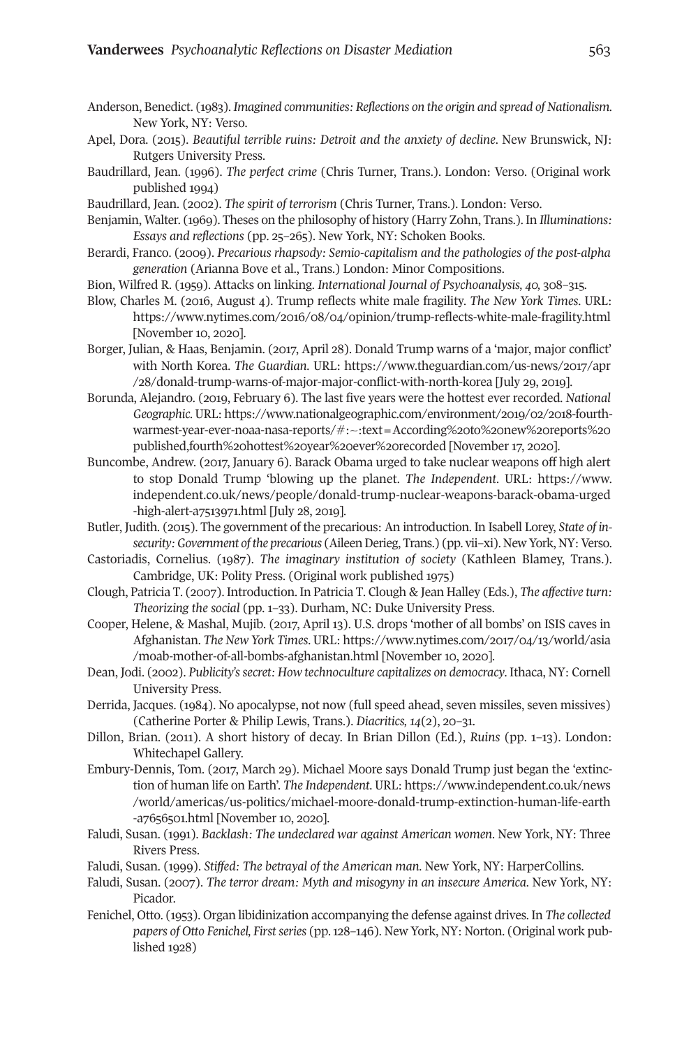Anderson, Benedict. (1983). *Imagined communities: Reflections on the origin and spread of Nationalism*. New York, NY: Verso.

Apel, Dora. (2015). *Beautiful terrible ruins: Detroit and the anxiety of decline*. New Brunswick, NJ: Rutgers University Press.

Baudrillard, Jean. (1996). *The perfect crime* (Chris Turner, Trans.). London: Verso. (Original work published 1994)

Baudrillard, Jean. (2002). *The spirit of terrorism* (Chris Turner, Trans.). London: Verso.

Benjamin, Walter. (1969). Theses on the philosophy of history (Harry Zohn, Trans.). In *Illuminations: Essays and reflections* (pp. 25–265). New York, NY: Schoken Books.

Berardi, Franco. (2009). *Precarious rhapsody: Semio-capitalism and the pathologies of the post-alpha generation* (Arianna Bove et al., Trans.) London: Minor Compositions.

Bion, Wilfred R. (1959). Attacks on linking. *International Journal of Psychoanalysis, 40*, 308–315.

Blow, Charles M. (2016, August 4). Trump reflects white male fragility. *The New York Times*. URL: https://www.nytimes.com/2016/08/04/opinion/trump-reflects-white-male-fragility.html [November 10, 2020].

Borger, Julian, & Haas, Benjamin. (2017, April 28). Donald Trump warns of a 'major, major conflict' with North Korea. *The Guardian*. URL: https://www.theguardian.com/us-news/2017/apr/28/donald-trump-warns-of-major-major-conflict-with-north-korea [July 29, 2019].

Borunda, Alejandro. (2019, February 6). The last five years were the hottest ever recorded. *National Geographic*. URL: https://www.nationalgeographic.com/environment/2019/02/2018-fourth-warmest-year-ever-noaa-nasa-reports/#:~:text=According%20to%20new%20reports%20published,fourth%20hottest%20year%20ever%20recorded [November 17, 2020].

Buncombe, Andrew. (2017, January 6). Barack Obama urged to take nuclear weapons off high alert to stop Donald Trump 'blowing up the planet. *The Independent*. URL: https://www.independent.co.uk/news/people/donald-trump-nuclear-weapons-barack-obama-urged-high-alert-a7513971.html [July 28, 2019].

Butler, Judith. (2015). The government of the precarious: An introduction. In Isabell Lorey, *State of insecurity: Government of the precarious* (Aileen Derieg, Trans.) (pp. vii–xi). New York, NY: Verso.

Castoriadis, Cornelius. (1987). *The imaginary institution of society* (Kathleen Blamey, Trans.). Cambridge, UK: Polity Press. (Original work published 1975)

Clough, Patricia T. (2007). Introduction. In Patricia T. Clough & Jean Halley (Eds.), *The affective turn: Theorizing the social* (pp. 1–33). Durham, NC: Duke University Press.

Cooper, Helene, & Mashal, Mujib. (2017, April 13). U.S. drops 'mother of all bombs' on ISIS caves in Afghanistan. *The New York Times*. URL: https://www.nytimes.com/2017/04/13/world/asia/moab-mother-of-all-bombs-afghanistan.html [November 10, 2020].

Dean, Jodi. (2002). *Publicity's secret: How technoculture capitalizes on democracy*. Ithaca, NY: Cornell University Press.

Derrida, Jacques. (1984). No apocalypse, not now (full speed ahead, seven missiles, seven missives) (Catherine Porter & Philip Lewis, Trans.). *Diacritics, 14*(2), 20–31.

Dillon, Brian. (2011). A short history of decay. In Brian Dillon (Ed.), *Ruins* (pp. 1–13). London: Whitechapel Gallery.

Embury-Dennis, Tom. (2017, March 29). Michael Moore says Donald Trump just began the 'extinction of human life on Earth'. *The Independent*. URL: https://www.independent.co.uk/news/world/americas/us-politics/michael-moore-donald-trump-extinction-human-life-earth-a7656501.html [November 10, 2020].

Faludi, Susan. (1991). *Backlash: The undeclared war against American women*. New York, NY: Three Rivers Press.

Faludi, Susan. (1999). *Stiffed: The betrayal of the American man*. New York, NY: HarperCollins.

Faludi, Susan. (2007). *The terror dream: Myth and misogyny in an insecure America*. New York, NY: Picador.

Fenichel, Otto. (1953). Organ libidinization accompanying the defense against drives. In *The collected papers of Otto Fenichel, First series* (pp. 128–146). New York, NY: Norton. (Original work published 1928)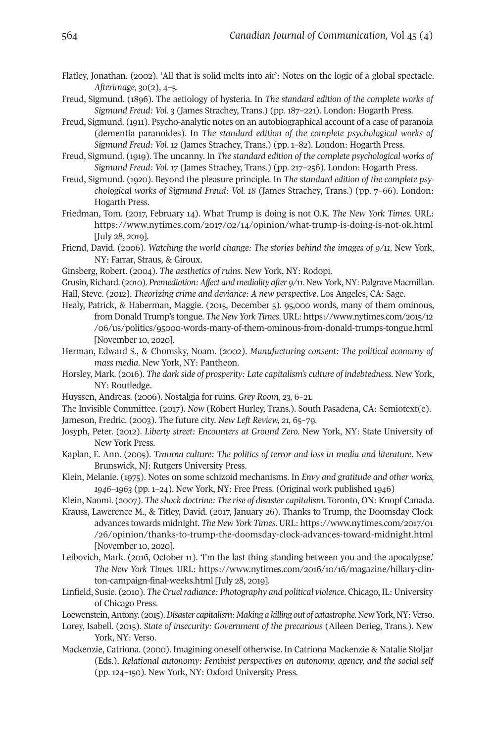Flatley, Jonathan. (2002). 'All that is solid melts into air': Notes on the logic of a global spectacle. *Afterimage, 30*(2), 4–5.

Freud, Sigmund. (1896). The aetiology of hysteria. In *The standard edition of the complete works of Sigmund Freud: Vol. 3* (James Strachey, Trans.) (pp. 187–221). London: Hogarth Press.

Freud, Sigmund. (1911). Psycho-analytic notes on an autobiographical account of a case of paranoia (dementia paranoides). In *The standard edition of the complete psychological works of Sigmund Freud: Vol. 12* (James Strachey, Trans.) (pp. 1–82). London: Hogarth Press.

Freud, Sigmund. (1919). The uncanny. In *The standard edition of the complete psychological works of Sigmund Freud: Vol. 17* (James Strachey, Trans.) (pp. 217–256). London: Hogarth Press.

Freud, Sigmund. (1920). Beyond the pleasure principle. In *The standard edition of the complete psychological works of Sigmund Freud: Vol. 18* (James Strachey, Trans.) (pp. 7–66). London: Hogarth Press.

Friedman, Tom. (2017, February 14). What Trump is doing is not O.K. *The New York Times*. URL: https://www.nytimes.com/2017/02/14/opinion/what-trump-is-doing-is-not-ok.html [July 28, 2019].

Friend, David. (2006). *Watching the world change: The stories behind the images of 9/11*. New York, NY: Farrar, Straus, & Giroux.

Ginsberg, Robert. (2004). *The aesthetics of ruins*. New York, NY: Rodopi.

Grusin, Richard. (2010). *Premediation: Affect and mediality after 9/11*. New York, NY: Palgrave Macmillan.

Hall, Steve. (2012). *Theorizing crime and deviance: A new perspective*. Los Angeles, CA: Sage.

Healy, Patrick, & Haberman, Maggie. (2015, December 5). 95,000 words, many of them ominous, from Donald Trump's tongue. *The New York Times*. URL: https://www.nytimes.com/2015/12/06/us/politics/95000-words-many-of-them-ominous-from-donald-trumps-tongue.html [November 10, 2020].

Herman, Edward S., & Chomsky, Noam. (2002). *Manufacturing consent: The political economy of mass media*. New York, NY: Pantheon.

Horsley, Mark. (2016). *The dark side of prosperity: Late capitalism's culture of indebtedness*. New York, NY: Routledge.

Huyssen, Andreas. (2006). Nostalgia for ruins. *Grey Room, 23*, 6–21.

The Invisible Committee. (2017). *Now* (Robert Hurley, Trans.). South Pasadena, CA: Semiotext(e).

Jameson, Fredric. (2003). The future city. *New Left Review, 21*, 65–79.

Josyph, Peter. (2012). *Liberty street: Encounters at Ground Zero*. New York, NY: State University of New York Press.

Kaplan, E. Ann. (2005). *Trauma culture: The politics of terror and loss in media and literature*. New Brunswick, NJ: Rutgers University Press.

Klein, Melanie. (1975). Notes on some schizoid mechanisms. In *Envy and gratitude and other works, 1946–1963* (pp. 1–24). New York, NY: Free Press. (Original work published 1946)

Klein, Naomi. (2007). *The shock doctrine: The rise of disaster capitalism*. Toronto, ON: Knopf Canada.

Krauss, Lawerence M., & Titley, David. (2017, January 26). Thanks to Trump, the Doomsday Clock advances towards midnight. *The New York Times*. URL: https://www.nytimes.com/2017/01/26/opinion/thanks-to-trump-the-doomsday-clock-advances-toward-midnight.html [November 10, 2020].

Leibovich, Mark. (2016, October 11). 'I'm the last thing standing between you and the apocalypse.' *The New York Times*. URL: https://www.nytimes.com/2016/10/16/magazine/hillary-clinton-campaign-final-weeks.html [July 28, 2019].

Linfield, Susie. (2010). *The Cruel radiance: Photography and political violence*. Chicago, IL: University of Chicago Press.

Loewenstein, Antony. (2015). *Disaster capitalism: Making a killing out of catastrophe*. New York, NY: Verso.

Lorey, Isabell. (2015). *State of insecurity: Government of the precarious* (Aileen Derieg, Trans.). New York, NY: Verso.

Mackenzie, Catriona. (2000). Imagining oneself otherwise. In Catriona Mackenzie & Natalie Stoljar (Eds.), *Relational autonomy: Feminist perspectives on autonomy, agency, and the social self* (pp. 124–150). New York, NY: Oxford University Press.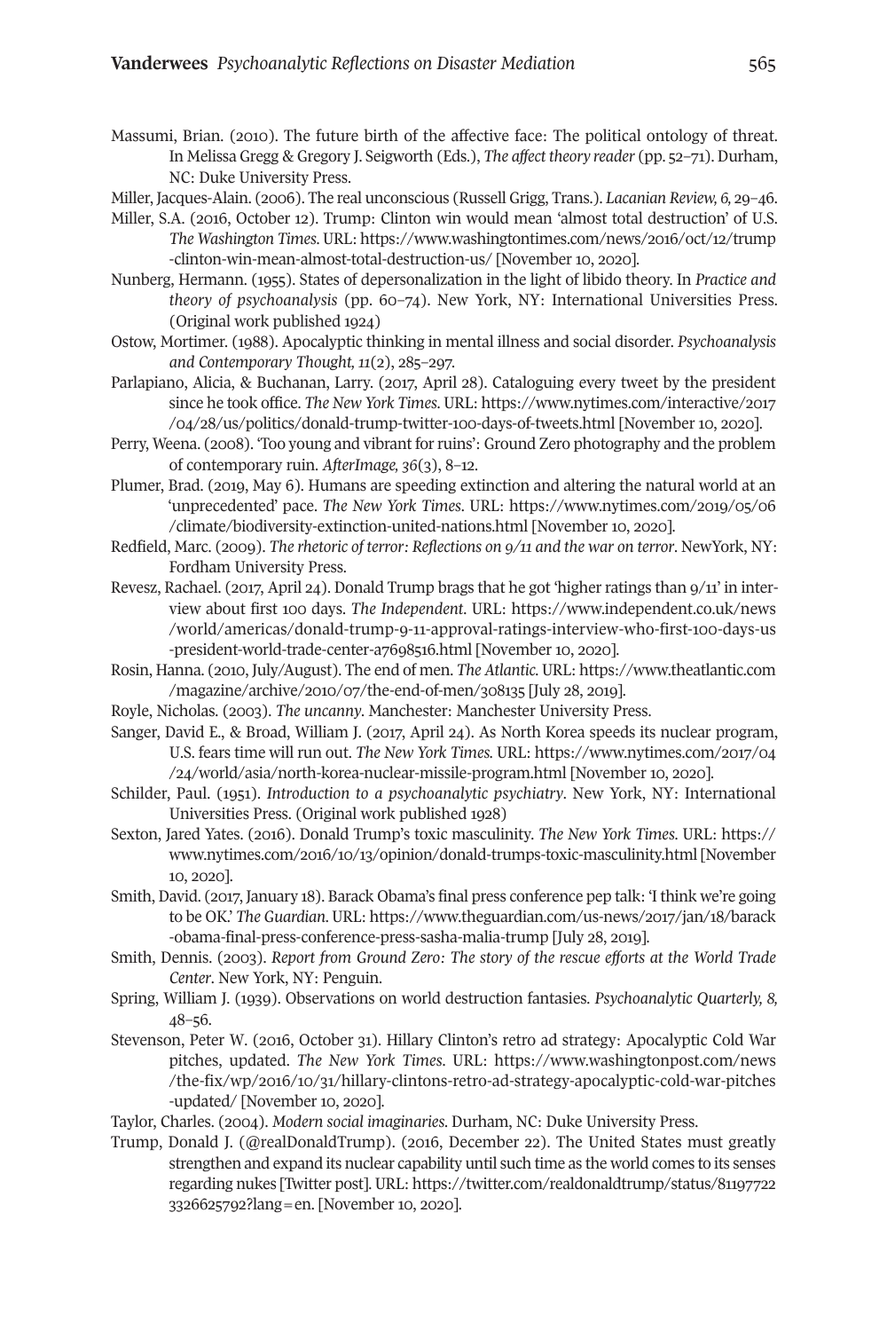Massumi, Brian. (2010). The future birth of the affective face: The political ontology of threat. In Melissa Gregg & Gregory J. Seigworth (Eds.), *The affect theory reader* (pp. 52–71). Durham, NC: Duke University Press.

Miller, Jacques-Alain. (2006). The real unconscious (Russell Grigg, Trans.). *Lacanian Review, 6*, 29–46.

Miller, S.A. (2016, October 12). Trump: Clinton win would mean 'almost total destruction' of U.S. *The Washington Times*. URL: https://www.washingtontimes.com/news/2016/oct/12/trump-clinton-win-mean-almost-total-destruction-us/ [November 10, 2020].

Nunberg, Hermann. (1955). States of depersonalization in the light of libido theory. In *Practice and theory of psychoanalysis* (pp. 60–74). New York, NY: International Universities Press. (Original work published 1924)

Ostow, Mortimer. (1988). Apocalyptic thinking in mental illness and social disorder. *Psychoanalysis and Contemporary Thought, 11*(2), 285–297.

Parlapiano, Alicia, & Buchanan, Larry. (2017, April 28). Cataloguing every tweet by the president since he took office. *The New York Times*. URL: https://www.nytimes.com/interactive/2017/04/28/us/politics/donald-trump-twitter-100-days-of-tweets.html [November 10, 2020].

Perry, Weena. (2008). 'Too young and vibrant for ruins': Ground Zero photography and the problem of contemporary ruin. *AfterImage, 36*(3), 8–12.

Plumer, Brad. (2019, May 6). Humans are speeding extinction and altering the natural world at an 'unprecedented' pace. *The New York Times*. URL: https://www.nytimes.com/2019/05/06/climate/biodiversity-extinction-united-nations.html [November 10, 2020].

Redfield, Marc. (2009). *The rhetoric of terror: Reflections on 9/11 and the war on terror*. NewYork, NY: Fordham University Press.

Revesz, Rachael. (2017, April 24). Donald Trump brags that he got 'higher ratings than 9/11' in interview about first 100 days. *The Independent*. URL: https://www.independent.co.uk/news/world/americas/donald-trump-9-11-approval-ratings-interview-who-first-100-days-us-president-world-trade-center-a7698516.html [November 10, 2020].

Rosin, Hanna. (2010, July/August). The end of men. *The Atlantic*. URL: https://www.theatlantic.com/magazine/archive/2010/07/the-end-of-men/308135 [July 28, 2019].

Royle, Nicholas. (2003). *The uncanny*. Manchester: Manchester University Press.

Sanger, David E., & Broad, William J. (2017, April 24). As North Korea speeds its nuclear program, U.S. fears time will run out. *The New York Times*. URL: https://www.nytimes.com/2017/04/24/world/asia/north-korea-nuclear-missile-program.html [November 10, 2020].

Schilder, Paul. (1951). *Introduction to a psychoanalytic psychiatry*. New York, NY: International Universities Press. (Original work published 1928)

Sexton, Jared Yates. (2016). Donald Trump's toxic masculinity. *The New York Times*. URL: https://www.nytimes.com/2016/10/13/opinion/donald-trumps-toxic-masculinity.html [November 10, 2020].

Smith, David. (2017, January 18). Barack Obama's final press conference pep talk: 'I think we're going to be OK.' *The Guardian*. URL: https://www.theguardian.com/us-news/2017/jan/18/barack-obama-final-press-conference-press-sasha-malia-trump [July 28, 2019].

Smith, Dennis. (2003). *Report from Ground Zero: The story of the rescue efforts at the World Trade Center*. New York, NY: Penguin.

Spring, William J. (1939). Observations on world destruction fantasies. *Psychoanalytic Quarterly, 8*, 48–56.

Stevenson, Peter W. (2016, October 31). Hillary Clinton's retro ad strategy: Apocalyptic Cold War pitches, updated. *The New York Times*. URL: https://www.washingtonpost.com/news/the-fix/wp/2016/10/31/hillary-clintons-retro-ad-strategy-apocalyptic-cold-war-pitches-updated/ [November 10, 2020].

Taylor, Charles. (2004). *Modern social imaginaries*. Durham, NC: Duke University Press.

Trump, Donald J. (@realDonaldTrump). (2016, December 22). The United States must greatly strengthen and expand its nuclear capability until such time as the world comes to its senses regarding nukes [Twitter post]. URL: https://twitter.com/realdonaldtrump/status/811977223326625792?lang=en. [November 10, 2020].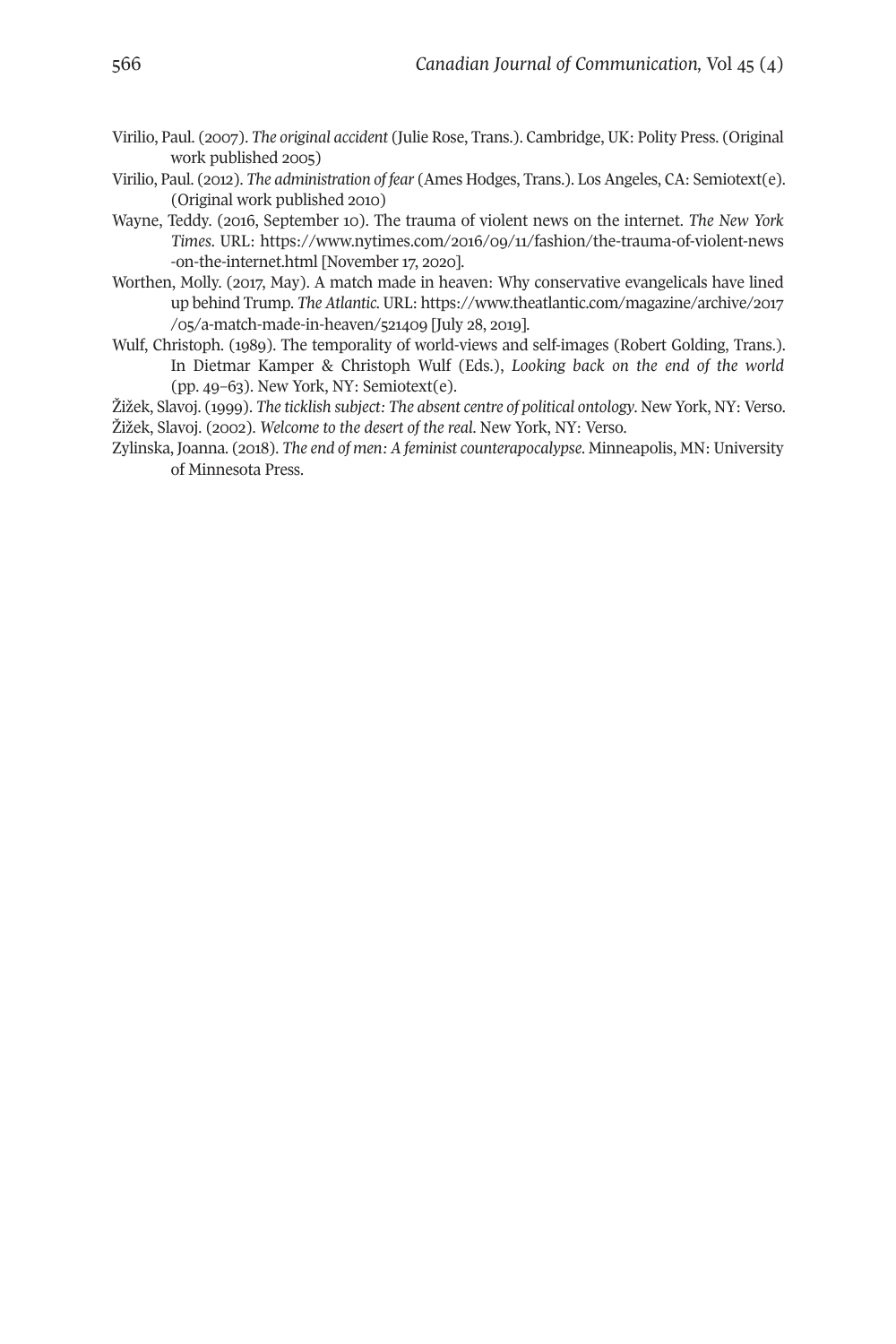Virilio, Paul. (2007). *The original accident* (Julie Rose, Trans.). Cambridge, UK: Polity Press. (Original work published 2005)

Virilio, Paul. (2012). *The administration of fear* (Ames Hodges, Trans.). Los Angeles, CA: Semiotext(e). (Original work published 2010)

Wayne, Teddy. (2016, September 10). The trauma of violent news on the internet. *The New York Times*. URL: https://www.nytimes.com/2016/09/11/fashion/the-trauma-of-violent-news-on-the-internet.html [November 17, 2020].

Worthen, Molly. (2017, May). A match made in heaven: Why conservative evangelicals have lined up behind Trump. *The Atlantic*. URL: https://www.theatlantic.com/magazine/archive/2017/05/a-match-made-in-heaven/521409 [July 28, 2019].

Wulf, Christoph. (1989). The temporality of world-views and self-images (Robert Golding, Trans.). In Dietmar Kamper & Christoph Wulf (Eds.), *Looking back on the end of the world* (pp. 49–63). New York, NY: Semiotext(e).

Žižek, Slavoj. (1999). *The ticklish subject: The absent centre of political ontology*. New York, NY: Verso.

Žižek, Slavoj. (2002). *Welcome to the desert of the real*. New York, NY: Verso.

Zylinska, Joanna. (2018). *The end of men: A feminist counterapocalypse*. Minneapolis, MN: University of Minnesota Press.